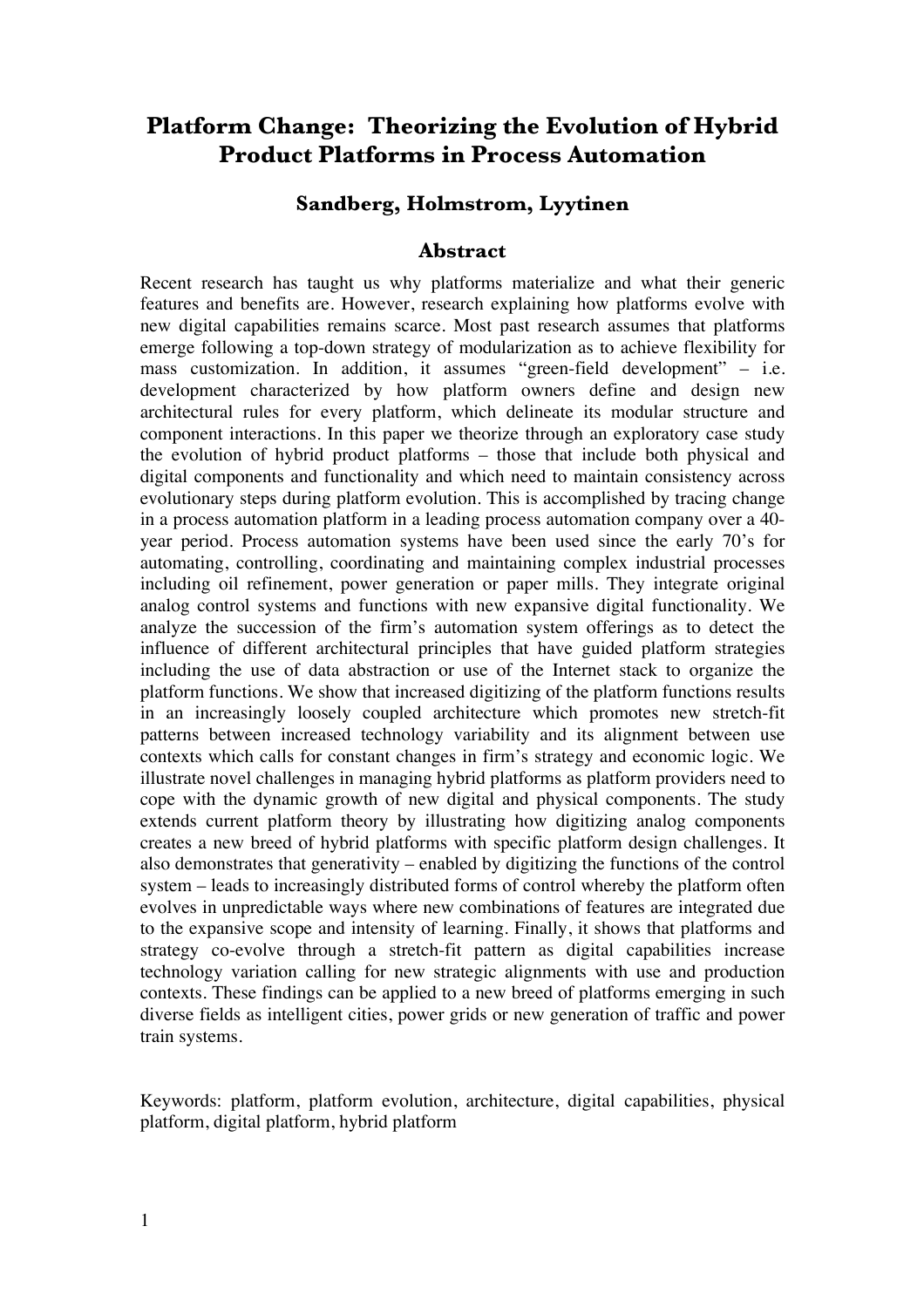# Platform Change: Theorizing the Evolution of Hybrid Product Platforms in Process Automation

### Sandberg, Holmstrom, Lyytinen

## Abstract

Recent research has taught us why platforms materialize and what their generic features and benefits are. However, research explaining how platforms evolve with new digital capabilities remains scarce. Most past research assumes that platforms emerge following a top-down strategy of modularization as to achieve flexibility for mass customization. In addition, it assumes "green-field development" – i.e. development characterized by how platform owners define and design new architectural rules for every platform, which delineate its modular structure and component interactions. In this paper we theorize through an exploratory case study the evolution of hybrid product platforms – those that include both physical and digital components and functionality and which need to maintain consistency across evolutionary steps during platform evolution. This is accomplished by tracing change in a process automation platform in a leading process automation company over a 40-year period. Process automation systems have been used since the early 70's for automating, controlling, coordinating and maintaining complex industrial processes including oil refinement, power generation or paper mills. They integrate original analog control systems and functions with new expansive digital functionality. We analyze the succession of the firm's automation system offerings as to detect the influence of different architectural principles that have guided platform strategies including the use of data abstraction or use of the Internet stack to organize the platform functions. We show that increased digitizing of the platform functions results in an increasingly loosely coupled architecture which promotes new stretch-fit patterns between increased technology variability and its alignment between use contexts which calls for constant changes in firm's strategy and economic logic. We illustrate novel challenges in managing hybrid platforms as platform providers need to cope with the dynamic growth of new digital and physical components. The study extends current platform theory by illustrating how digitizing analog components creates a new breed of hybrid platforms with specific platform design challenges. It also demonstrates that generativity – enabled by digitizing the functions of the control system – leads to increasingly distributed forms of control whereby the platform often evolves in unpredictable ways where new combinations of features are integrated due to the expansive scope and intensity of learning. Finally, it shows that platforms and strategy co-evolve through a stretch-fit pattern as digital capabilities increase technology variation calling for new strategic alignments with use and production contexts. These findings can be applied to a new breed of platforms emerging in such diverse fields as intelligent cities, power grids or new generation of traffic and power train systems.

Keywords: platform, platform evolution, architecture, digital capabilities, physical platform, digital platform, hybrid platform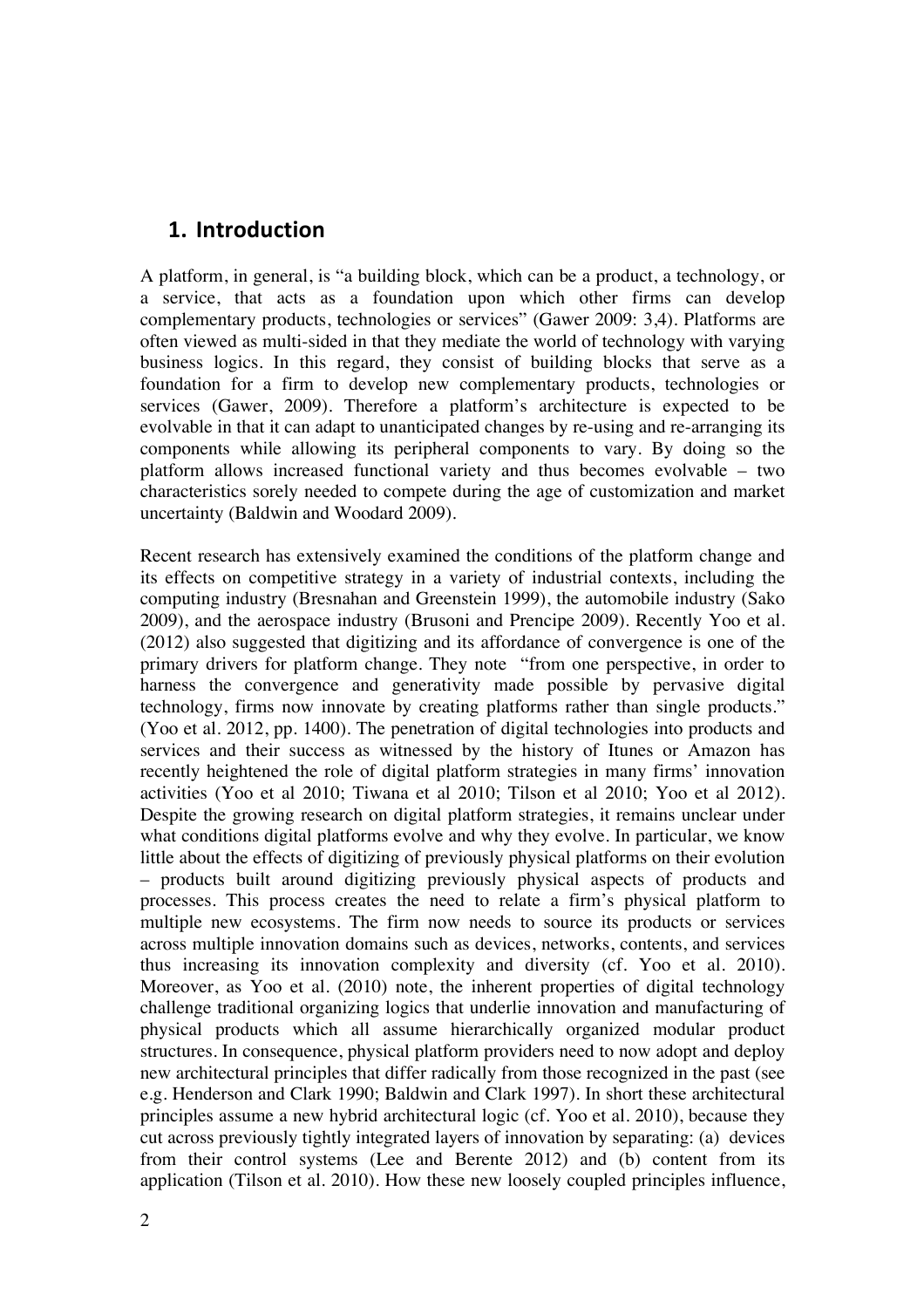## 1. Introduction

A platform, in general, is "a building block, which can be a product, a technology, or a service, that acts as a foundation upon which other firms can develop complementary products, technologies or services" (Gawer 2009: 3,4). Platforms are often viewed as multi-sided in that they mediate the world of technology with varying business logics. In this regard, they consist of building blocks that serve as a foundation for a firm to develop new complementary products, technologies or services (Gawer, 2009). Therefore a platform's architecture is expected to be evolvable in that it can adapt to unanticipated changes by re-using and re-arranging its components while allowing its peripheral components to vary. By doing so the platform allows increased functional variety and thus becomes evolvable – two characteristics sorely needed to compete during the age of customization and market uncertainty (Baldwin and Woodard 2009).

Recent research has extensively examined the conditions of the platform change and its effects on competitive strategy in a variety of industrial contexts, including the computing industry (Bresnahan and Greenstein 1999), the automobile industry (Sako 2009), and the aerospace industry (Brusoni and Prencipe 2009). Recently Yoo et al. (2012) also suggested that digitizing and its affordance of convergence is one of the primary drivers for platform change. They note "from one perspective, in order to harness the convergence and generativity made possible by pervasive digital technology, firms now innovate by creating platforms rather than single products." (Yoo et al. 2012, pp. 1400). The penetration of digital technologies into products and services and their success as witnessed by the history of Itunes or Amazon has recently heightened the role of digital platform strategies in many firms' innovation activities (Yoo et al 2010; Tiwana et al 2010; Tilson et al 2010; Yoo et al 2012). Despite the growing research on digital platform strategies, it remains unclear under what conditions digital platforms evolve and why they evolve. In particular, we know little about the effects of digitizing of previously physical platforms on their evolution – products built around digitizing previously physical aspects of products and processes. This process creates the need to relate a firm's physical platform to multiple new ecosystems. The firm now needs to source its products or services across multiple innovation domains such as devices, networks, contents, and services thus increasing its innovation complexity and diversity (cf. Yoo et al. 2010). Moreover, as Yoo et al. (2010) note, the inherent properties of digital technology challenge traditional organizing logics that underlie innovation and manufacturing of physical products which all assume hierarchically organized modular product structures. In consequence, physical platform providers need to now adopt and deploy new architectural principles that differ radically from those recognized in the past (see e.g. Henderson and Clark 1990; Baldwin and Clark 1997). In short these architectural principles assume a new hybrid architectural logic (cf. Yoo et al. 2010), because they cut across previously tightly integrated layers of innovation by separating: (a) devices from their control systems (Lee and Berente 2012) and (b) content from its application (Tilson et al. 2010). How these new loosely coupled principles influence,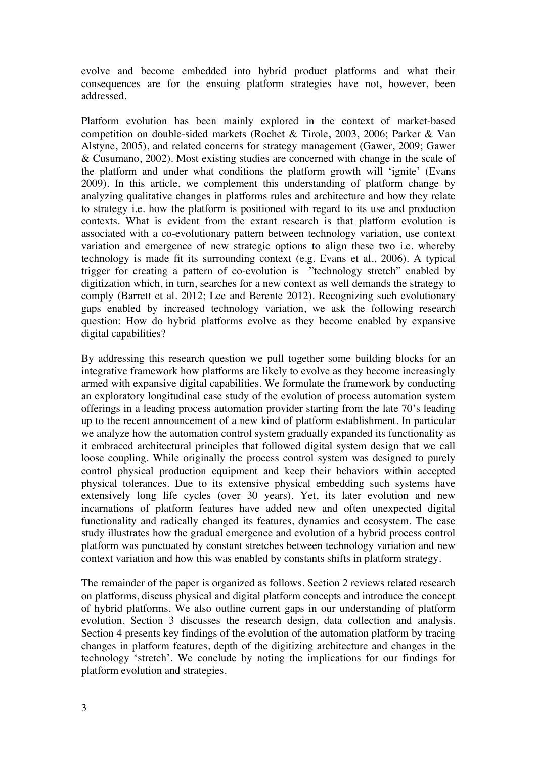evolve and become embedded into hybrid product platforms and what their consequences are for the ensuing platform strategies have not, however, been addressed.

Platform evolution has been mainly explored in the context of market-based competition on double-sided markets (Rochet & Tirole, 2003, 2006; Parker & Van Alstyne, 2005), and related concerns for strategy management (Gawer, 2009; Gawer & Cusumano, 2002). Most existing studies are concerned with change in the scale of the platform and under what conditions the platform growth will 'ignite' (Evans 2009). In this article, we complement this understanding of platform change by analyzing qualitative changes in platforms rules and architecture and how they relate to strategy i.e. how the platform is positioned with regard to its use and production contexts. What is evident from the extant research is that platform evolution is associated with a co-evolutionary pattern between technology variation, use context variation and emergence of new strategic options to align these two i.e. whereby technology is made fit its surrounding context (e.g. Evans et al., 2006). A typical trigger for creating a pattern of co-evolution is "technology stretch" enabled by digitization which, in turn, searches for a new context as well demands the strategy to comply (Barrett et al. 2012; Lee and Berente 2012). Recognizing such evolutionary gaps enabled by increased technology variation, we ask the following research question: How do hybrid platforms evolve as they become enabled by expansive digital capabilities?

By addressing this research question we pull together some building blocks for an integrative framework how platforms are likely to evolve as they become increasingly armed with expansive digital capabilities. We formulate the framework by conducting an exploratory longitudinal case study of the evolution of process automation system offerings in a leading process automation provider starting from the late 70's leading up to the recent announcement of a new kind of platform establishment. In particular we analyze how the automation control system gradually expanded its functionality as it embraced architectural principles that followed digital system design that we call loose coupling. While originally the process control system was designed to purely control physical production equipment and keep their behaviors within accepted physical tolerances. Due to its extensive physical embedding such systems have extensively long life cycles (over 30 years). Yet, its later evolution and new incarnations of platform features have added new and often unexpected digital functionality and radically changed its features, dynamics and ecosystem. The case study illustrates how the gradual emergence and evolution of a hybrid process control platform was punctuated by constant stretches between technology variation and new context variation and how this was enabled by constants shifts in platform strategy.

The remainder of the paper is organized as follows. Section 2 reviews related research on platforms, discuss physical and digital platform concepts and introduce the concept of hybrid platforms. We also outline current gaps in our understanding of platform evolution. Section 3 discusses the research design, data collection and analysis. Section 4 presents key findings of the evolution of the automation platform by tracing changes in platform features, depth of the digitizing architecture and changes in the technology 'stretch'. We conclude by noting the implications for our findings for platform evolution and strategies.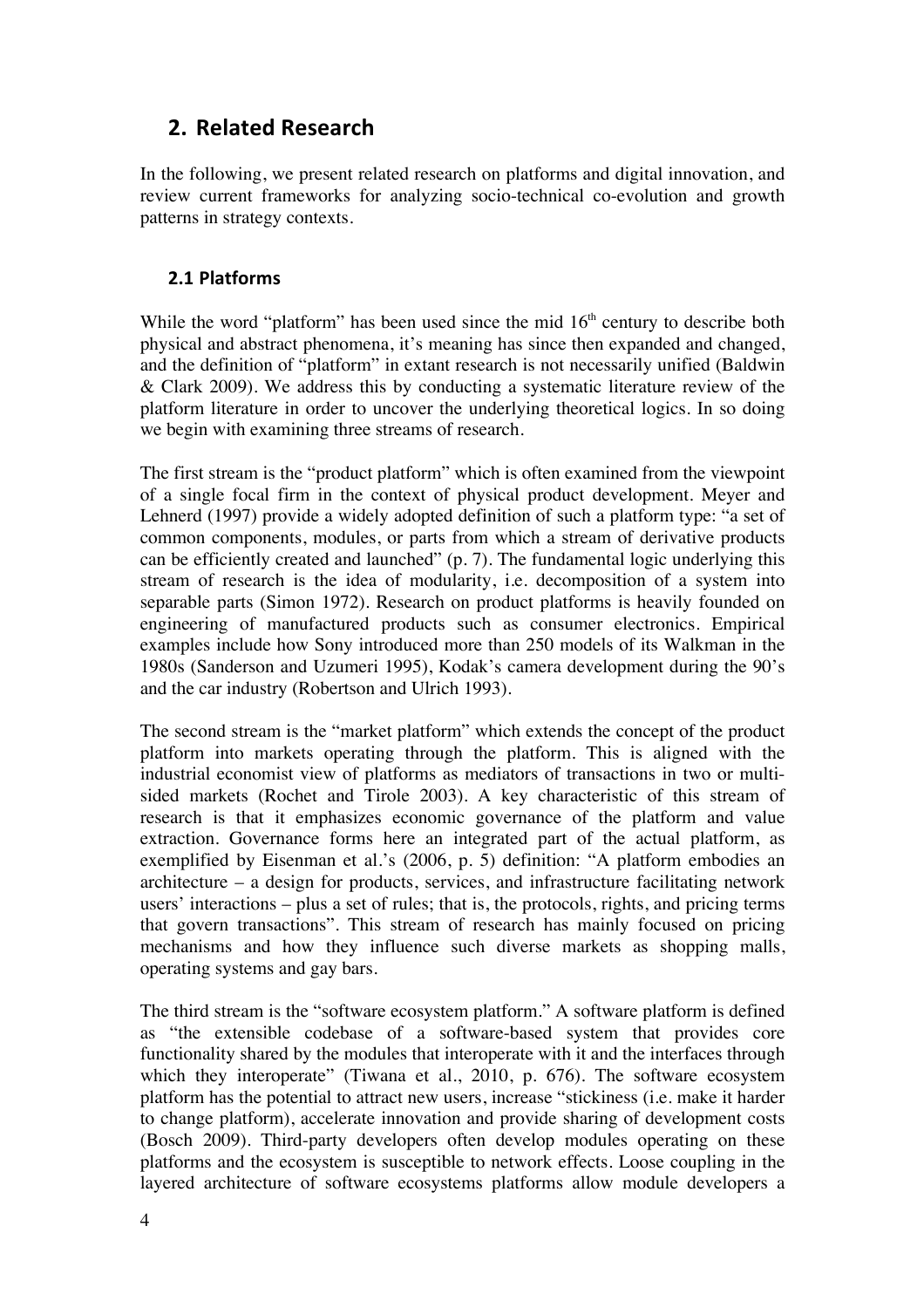## 2. Related Research

In the following, we present related research on platforms and digital innovation, and review current frameworks for analyzing socio-technical co-evolution and growth patterns in strategy contexts.

### 2.1 Platforms

While the word "platform" has been used since the mid 16th century to describe both physical and abstract phenomena, it's meaning has since then expanded and changed, and the definition of "platform" in extant research is not necessarily unified (Baldwin & Clark 2009). We address this by conducting a systematic literature review of the platform literature in order to uncover the underlying theoretical logics. In so doing we begin with examining three streams of research.

The first stream is the "product platform" which is often examined from the viewpoint of a single focal firm in the context of physical product development. Meyer and Lehnerd (1997) provide a widely adopted definition of such a platform type: "a set of common components, modules, or parts from which a stream of derivative products can be efficiently created and launched" (p. 7). The fundamental logic underlying this stream of research is the idea of modularity, i.e. decomposition of a system into separable parts (Simon 1972). Research on product platforms is heavily founded on engineering of manufactured products such as consumer electronics. Empirical examples include how Sony introduced more than 250 models of its Walkman in the 1980s (Sanderson and Uzumeri 1995), Kodak's camera development during the 90's and the car industry (Robertson and Ulrich 1993).

The second stream is the "market platform" which extends the concept of the product platform into markets operating through the platform. This is aligned with the industrial economist view of platforms as mediators of transactions in two or multi-sided markets (Rochet and Tirole 2003). A key characteristic of this stream of research is that it emphasizes economic governance of the platform and value extraction. Governance forms here an integrated part of the actual platform, as exemplified by Eisenman et al.'s (2006, p. 5) definition: "A platform embodies an architecture – a design for products, services, and infrastructure facilitating network users' interactions – plus a set of rules; that is, the protocols, rights, and pricing terms that govern transactions". This stream of research has mainly focused on pricing mechanisms and how they influence such diverse markets as shopping malls, operating systems and gay bars.

The third stream is the "software ecosystem platform." A software platform is defined as "the extensible codebase of a software-based system that provides core functionality shared by the modules that interoperate with it and the interfaces through which they interoperate" (Tiwana et al., 2010, p. 676). The software ecosystem platform has the potential to attract new users, increase "stickiness (i.e. make it harder to change platform), accelerate innovation and provide sharing of development costs (Bosch 2009). Third-party developers often develop modules operating on these platforms and the ecosystem is susceptible to network effects. Loose coupling in the layered architecture of software ecosystems platforms allow module developers a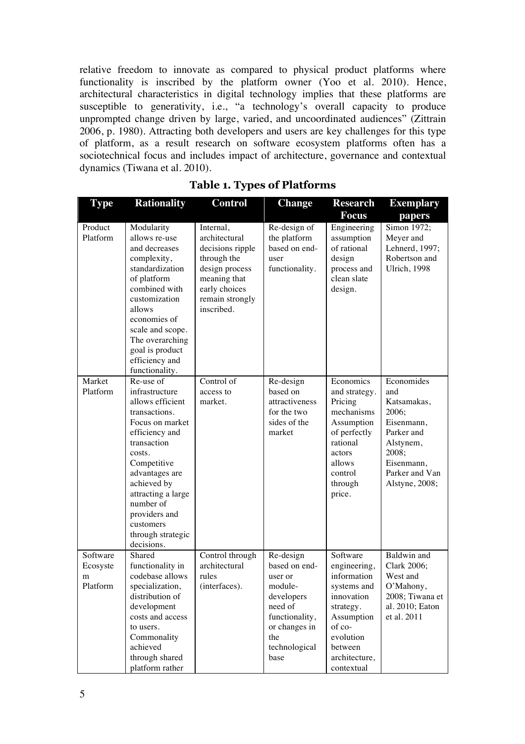relative freedom to innovate as compared to physical product platforms where functionality is inscribed by the platform owner (Yoo et al. 2010). Hence, architectural characteristics in digital technology implies that these platforms are susceptible to generativity, i.e., "a technology's overall capacity to produce unprompted change driven by large, varied, and uncoordinated audiences" (Zittrain 2006, p. 1980). Attracting both developers and users are key challenges for this type of platform, as a result research on software ecosystem platforms often has a sociotechnical focus and includes impact of architecture, governance and contextual dynamics (Tiwana et al. 2010).

**Table 1. Types of Platforms**

| Type | Rationality | Control | Change | Research Focus | Exemplary papers |
|---|---|---|---|---|---|
| Product Platform | Modularity allows re-use and decreases complexity, standardization of platform combined with customization allows economies of scale and scope. The overarching goal is product efficiency and functionality. | Internal, architectural decisions ripple through the design process meaning that early choices remain strongly inscribed. | Re-design of the platform based on end-user functionality. | Engineering assumption of rational design process and clean slate design. | Simon 1972; Meyer and Lehnerd, 1997; Robertson and Ulrich, 1998 |
| Market Platform | Re-use of infrastructure allows efficient transactions. Focus on market efficiency and transaction costs. Competitive advantages are achieved by attracting a large number of providers and customers through strategic decisions. | Control of access to market. | Re-design based on attractiveness for the two sides of the market | Economics and strategy. Pricing mechanisms Assumption of perfectly rational actors allows control through price. | Economides and Katsamakas, 2006; Eisenmann, Parker and Alstynem, 2008; Eisenmann, Parker and Van Alstyne, 2008; |
| Software Ecosystem Platform | Shared functionality in codebase allows specialization, distribution of development costs and access to users. Commonality achieved through shared platform rather | Control through architectural rules (interfaces). | Re-design based on end-user or module-developers need of functionality, or changes in the technological base | Software engineering, information systems and innovation strategy. Assumption of co-evolution between architecture, contextual | Baldwin and Clark 2006; West and O'Mahony, 2008; Tiwana et al. 2010; Eaton et al. 2011 |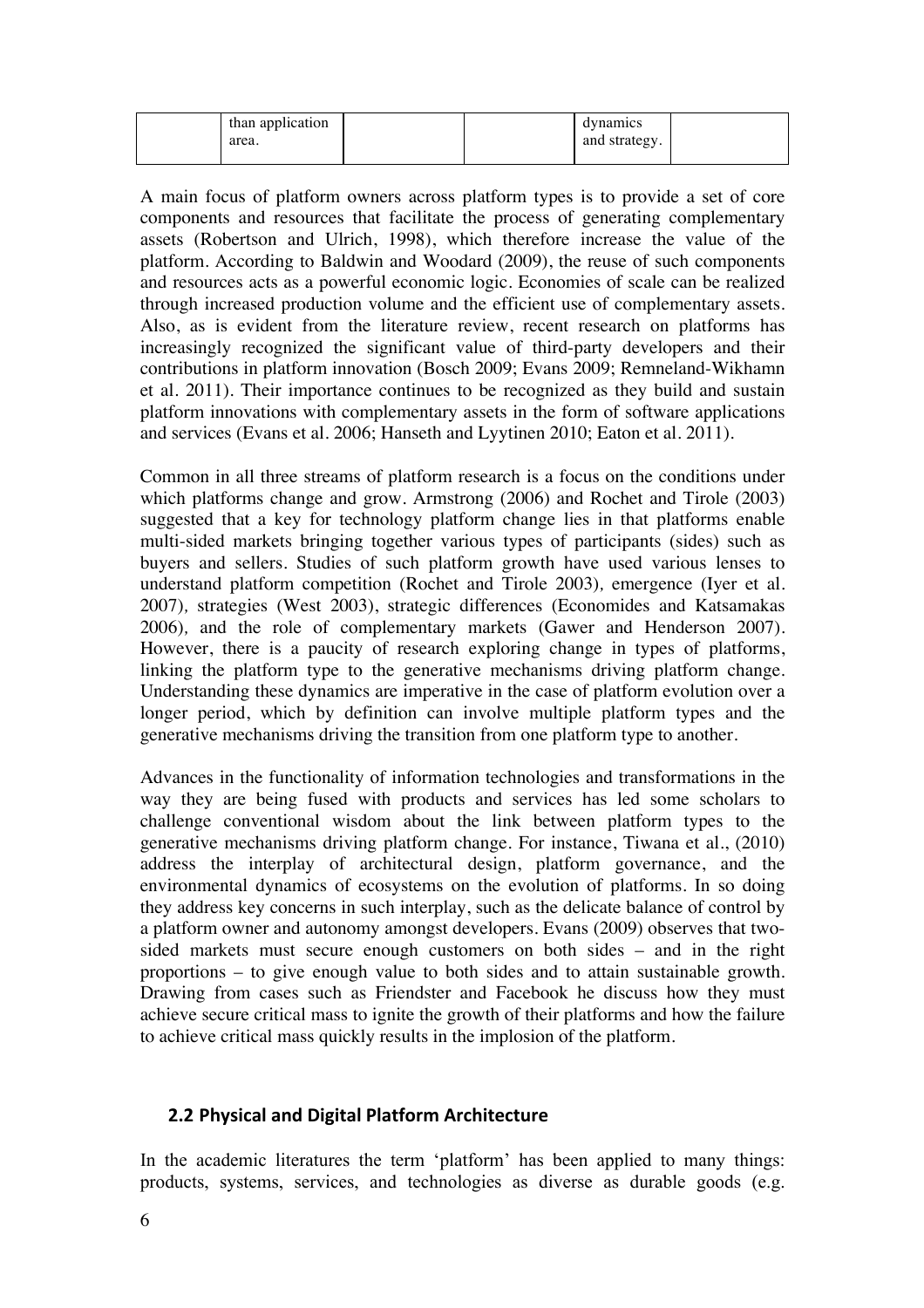|  | than application area. |  |  | dynamics and strategy. |  |
|---|---|---|---|---|---|

A main focus of platform owners across platform types is to provide a set of core components and resources that facilitate the process of generating complementary assets (Robertson and Ulrich, 1998), which therefore increase the value of the platform. According to Baldwin and Woodard (2009), the reuse of such components and resources acts as a powerful economic logic. Economies of scale can be realized through increased production volume and the efficient use of complementary assets. Also, as is evident from the literature review, recent research on platforms has increasingly recognized the significant value of third-party developers and their contributions in platform innovation (Bosch 2009; Evans 2009; Remneland-Wikhamn et al. 2011). Their importance continues to be recognized as they build and sustain platform innovations with complementary assets in the form of software applications and services (Evans et al. 2006; Hanseth and Lyytinen 2010; Eaton et al. 2011).

Common in all three streams of platform research is a focus on the conditions under which platforms change and grow. Armstrong (2006) and Rochet and Tirole (2003) suggested that a key for technology platform change lies in that platforms enable multi-sided markets bringing together various types of participants (sides) such as buyers and sellers. Studies of such platform growth have used various lenses to understand platform competition (Rochet and Tirole 2003), emergence (Iyer et al. 2007), strategies (West 2003), strategic differences (Economides and Katsamakas 2006), and the role of complementary markets (Gawer and Henderson 2007). However, there is a paucity of research exploring change in types of platforms, linking the platform type to the generative mechanisms driving platform change. Understanding these dynamics are imperative in the case of platform evolution over a longer period, which by definition can involve multiple platform types and the generative mechanisms driving the transition from one platform type to another.

Advances in the functionality of information technologies and transformations in the way they are being fused with products and services has led some scholars to challenge conventional wisdom about the link between platform types to the generative mechanisms driving platform change. For instance, Tiwana et al., (2010) address the interplay of architectural design, platform governance, and the environmental dynamics of ecosystems on the evolution of platforms. In so doing they address key concerns in such interplay, such as the delicate balance of control by a platform owner and autonomy amongst developers. Evans (2009) observes that two-sided markets must secure enough customers on both sides – and in the right proportions – to give enough value to both sides and to attain sustainable growth. Drawing from cases such as Friendster and Facebook he discuss how they must achieve secure critical mass to ignite the growth of their platforms and how the failure to achieve critical mass quickly results in the implosion of the platform.

## 2.2 Physical and Digital Platform Architecture

In the academic literatures the term 'platform' has been applied to many things: products, systems, services, and technologies as diverse as durable goods (e.g.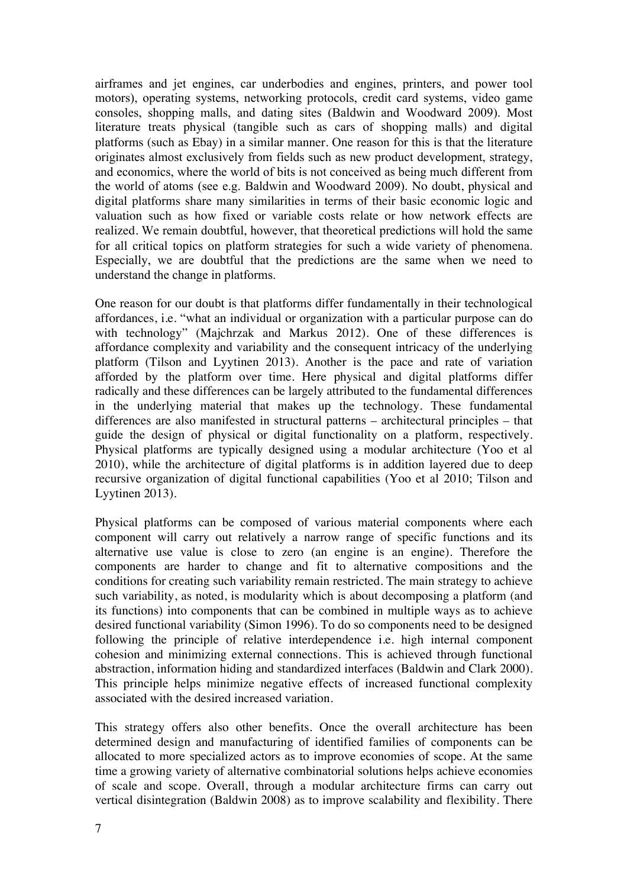airframes and jet engines, car underbodies and engines, printers, and power tool motors), operating systems, networking protocols, credit card systems, video game consoles, shopping malls, and dating sites (Baldwin and Woodward 2009). Most literature treats physical (tangible such as cars of shopping malls) and digital platforms (such as Ebay) in a similar manner. One reason for this is that the literature originates almost exclusively from fields such as new product development, strategy, and economics, where the world of bits is not conceived as being much different from the world of atoms (see e.g. Baldwin and Woodward 2009). No doubt, physical and digital platforms share many similarities in terms of their basic economic logic and valuation such as how fixed or variable costs relate or how network effects are realized. We remain doubtful, however, that theoretical predictions will hold the same for all critical topics on platform strategies for such a wide variety of phenomena. Especially, we are doubtful that the predictions are the same when we need to understand the change in platforms.

One reason for our doubt is that platforms differ fundamentally in their technological affordances, i.e. "what an individual or organization with a particular purpose can do with technology" (Majchrzak and Markus 2012). One of these differences is affordance complexity and variability and the consequent intricacy of the underlying platform (Tilson and Lyytinen 2013). Another is the pace and rate of variation afforded by the platform over time. Here physical and digital platforms differ radically and these differences can be largely attributed to the fundamental differences in the underlying material that makes up the technology. These fundamental differences are also manifested in structural patterns – architectural principles – that guide the design of physical or digital functionality on a platform, respectively. Physical platforms are typically designed using a modular architecture (Yoo et al 2010), while the architecture of digital platforms is in addition layered due to deep recursive organization of digital functional capabilities (Yoo et al 2010; Tilson and Lyytinen 2013).

Physical platforms can be composed of various material components where each component will carry out relatively a narrow range of specific functions and its alternative use value is close to zero (an engine is an engine). Therefore the components are harder to change and fit to alternative compositions and the conditions for creating such variability remain restricted. The main strategy to achieve such variability, as noted, is modularity which is about decomposing a platform (and its functions) into components that can be combined in multiple ways as to achieve desired functional variability (Simon 1996). To do so components need to be designed following the principle of relative interdependence i.e. high internal component cohesion and minimizing external connections. This is achieved through functional abstraction, information hiding and standardized interfaces (Baldwin and Clark 2000). This principle helps minimize negative effects of increased functional complexity associated with the desired increased variation.

This strategy offers also other benefits. Once the overall architecture has been determined design and manufacturing of identified families of components can be allocated to more specialized actors as to improve economies of scope. At the same time a growing variety of alternative combinatorial solutions helps achieve economies of scale and scope. Overall, through a modular architecture firms can carry out vertical disintegration (Baldwin 2008) as to improve scalability and flexibility. There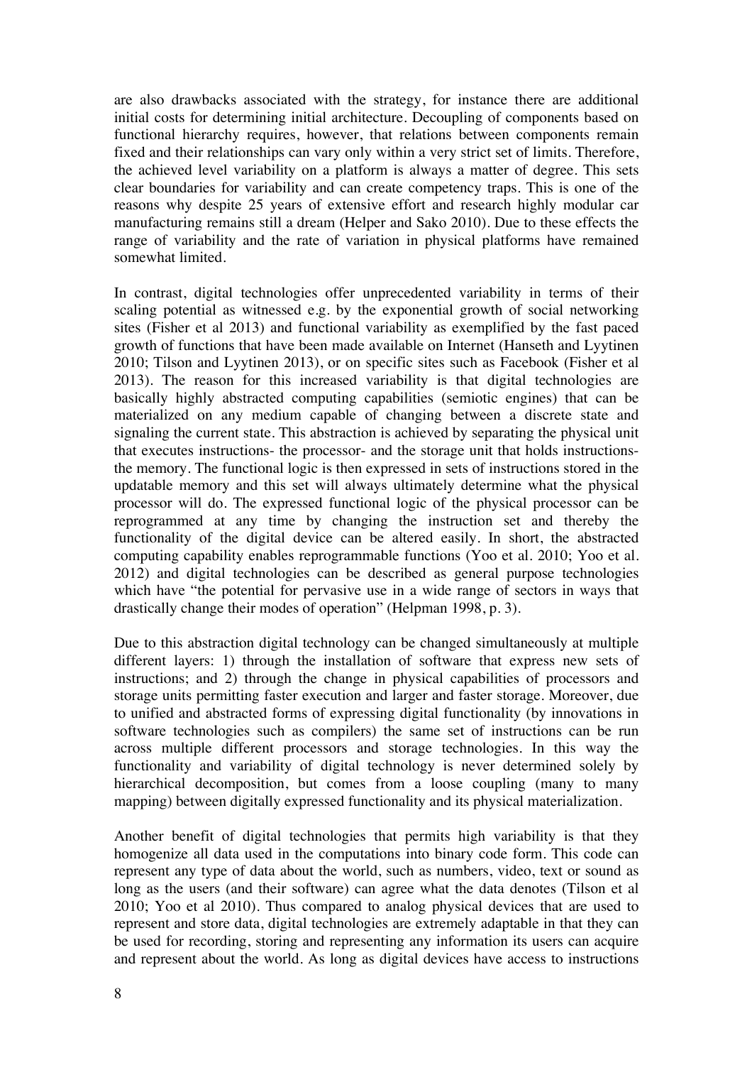are also drawbacks associated with the strategy, for instance there are additional initial costs for determining initial architecture. Decoupling of components based on functional hierarchy requires, however, that relations between components remain fixed and their relationships can vary only within a very strict set of limits. Therefore, the achieved level variability on a platform is always a matter of degree. This sets clear boundaries for variability and can create competency traps. This is one of the reasons why despite 25 years of extensive effort and research highly modular car manufacturing remains still a dream (Helper and Sako 2010). Due to these effects the range of variability and the rate of variation in physical platforms have remained somewhat limited.

In contrast, digital technologies offer unprecedented variability in terms of their scaling potential as witnessed e.g. by the exponential growth of social networking sites (Fisher et al 2013) and functional variability as exemplified by the fast paced growth of functions that have been made available on Internet (Hanseth and Lyytinen 2010; Tilson and Lyytinen 2013), or on specific sites such as Facebook (Fisher et al 2013). The reason for this increased variability is that digital technologies are basically highly abstracted computing capabilities (semiotic engines) that can be materialized on any medium capable of changing between a discrete state and signaling the current state. This abstraction is achieved by separating the physical unit that executes instructions- the processor- and the storage unit that holds instructions- the memory. The functional logic is then expressed in sets of instructions stored in the updatable memory and this set will always ultimately determine what the physical processor will do. The expressed functional logic of the physical processor can be reprogrammed at any time by changing the instruction set and thereby the functionality of the digital device can be altered easily. In short, the abstracted computing capability enables reprogrammable functions (Yoo et al. 2010; Yoo et al. 2012) and digital technologies can be described as general purpose technologies which have "the potential for pervasive use in a wide range of sectors in ways that drastically change their modes of operation" (Helpman 1998, p. 3).

Due to this abstraction digital technology can be changed simultaneously at multiple different layers: 1) through the installation of software that express new sets of instructions; and 2) through the change in physical capabilities of processors and storage units permitting faster execution and larger and faster storage. Moreover, due to unified and abstracted forms of expressing digital functionality (by innovations in software technologies such as compilers) the same set of instructions can be run across multiple different processors and storage technologies. In this way the functionality and variability of digital technology is never determined solely by hierarchical decomposition, but comes from a loose coupling (many to many mapping) between digitally expressed functionality and its physical materialization.

Another benefit of digital technologies that permits high variability is that they homogenize all data used in the computations into binary code form. This code can represent any type of data about the world, such as numbers, video, text or sound as long as the users (and their software) can agree what the data denotes (Tilson et al 2010; Yoo et al 2010). Thus compared to analog physical devices that are used to represent and store data, digital technologies are extremely adaptable in that they can be used for recording, storing and representing any information its users can acquire and represent about the world. As long as digital devices have access to instructions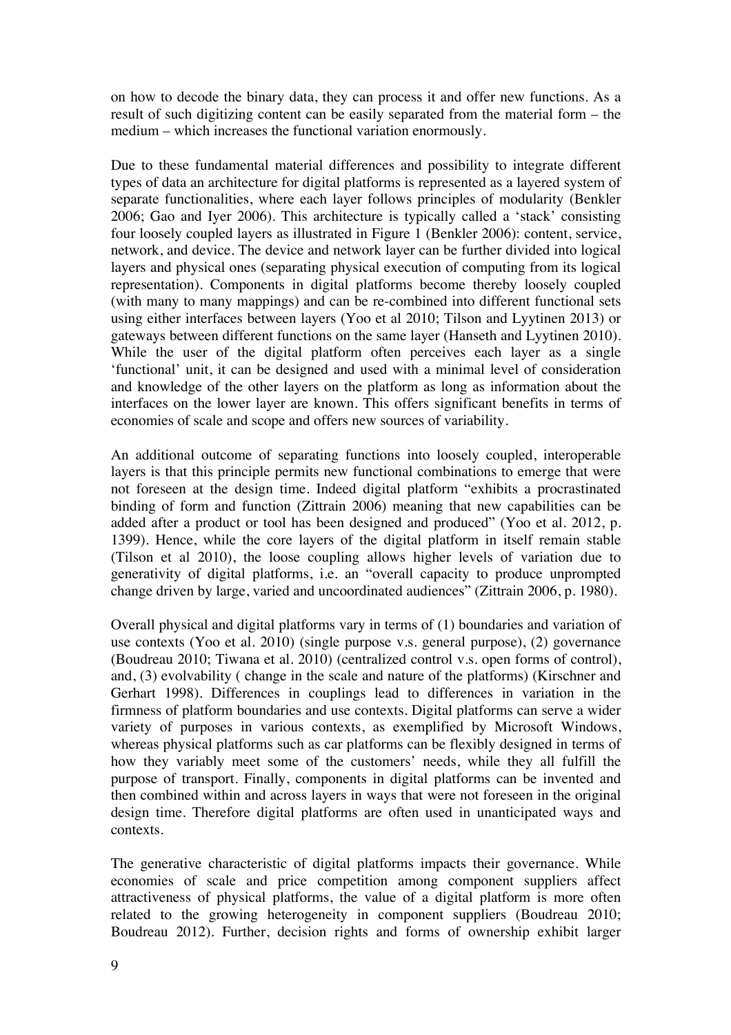on how to decode the binary data, they can process it and offer new functions. As a result of such digitizing content can be easily separated from the material form – the medium – which increases the functional variation enormously.

Due to these fundamental material differences and possibility to integrate different types of data an architecture for digital platforms is represented as a layered system of separate functionalities, where each layer follows principles of modularity (Benkler 2006; Gao and Iyer 2006). This architecture is typically called a 'stack' consisting four loosely coupled layers as illustrated in Figure 1 (Benkler 2006): content, service, network, and device. The device and network layer can be further divided into logical layers and physical ones (separating physical execution of computing from its logical representation). Components in digital platforms become thereby loosely coupled (with many to many mappings) and can be re-combined into different functional sets using either interfaces between layers (Yoo et al 2010; Tilson and Lyytinen 2013) or gateways between different functions on the same layer (Hanseth and Lyytinen 2010). While the user of the digital platform often perceives each layer as a single 'functional' unit, it can be designed and used with a minimal level of consideration and knowledge of the other layers on the platform as long as information about the interfaces on the lower layer are known. This offers significant benefits in terms of economies of scale and scope and offers new sources of variability.

An additional outcome of separating functions into loosely coupled, interoperable layers is that this principle permits new functional combinations to emerge that were not foreseen at the design time. Indeed digital platform "exhibits a procrastinated binding of form and function (Zittrain 2006) meaning that new capabilities can be added after a product or tool has been designed and produced" (Yoo et al. 2012, p. 1399). Hence, while the core layers of the digital platform in itself remain stable (Tilson et al 2010), the loose coupling allows higher levels of variation due to generativity of digital platforms, i.e. an "overall capacity to produce unprompted change driven by large, varied and uncoordinated audiences" (Zittrain 2006, p. 1980).

Overall physical and digital platforms vary in terms of (1) boundaries and variation of use contexts (Yoo et al. 2010) (single purpose v.s. general purpose), (2) governance (Boudreau 2010; Tiwana et al. 2010) (centralized control v.s. open forms of control), and, (3) evolvability ( change in the scale and nature of the platforms) (Kirschner and Gerhart 1998). Differences in couplings lead to differences in variation in the firmness of platform boundaries and use contexts. Digital platforms can serve a wider variety of purposes in various contexts, as exemplified by Microsoft Windows, whereas physical platforms such as car platforms can be flexibly designed in terms of how they variably meet some of the customers' needs, while they all fulfill the purpose of transport. Finally, components in digital platforms can be invented and then combined within and across layers in ways that were not foreseen in the original design time. Therefore digital platforms are often used in unanticipated ways and contexts.

The generative characteristic of digital platforms impacts their governance. While economies of scale and price competition among component suppliers affect attractiveness of physical platforms, the value of a digital platform is more often related to the growing heterogeneity in component suppliers (Boudreau 2010; Boudreau 2012). Further, decision rights and forms of ownership exhibit larger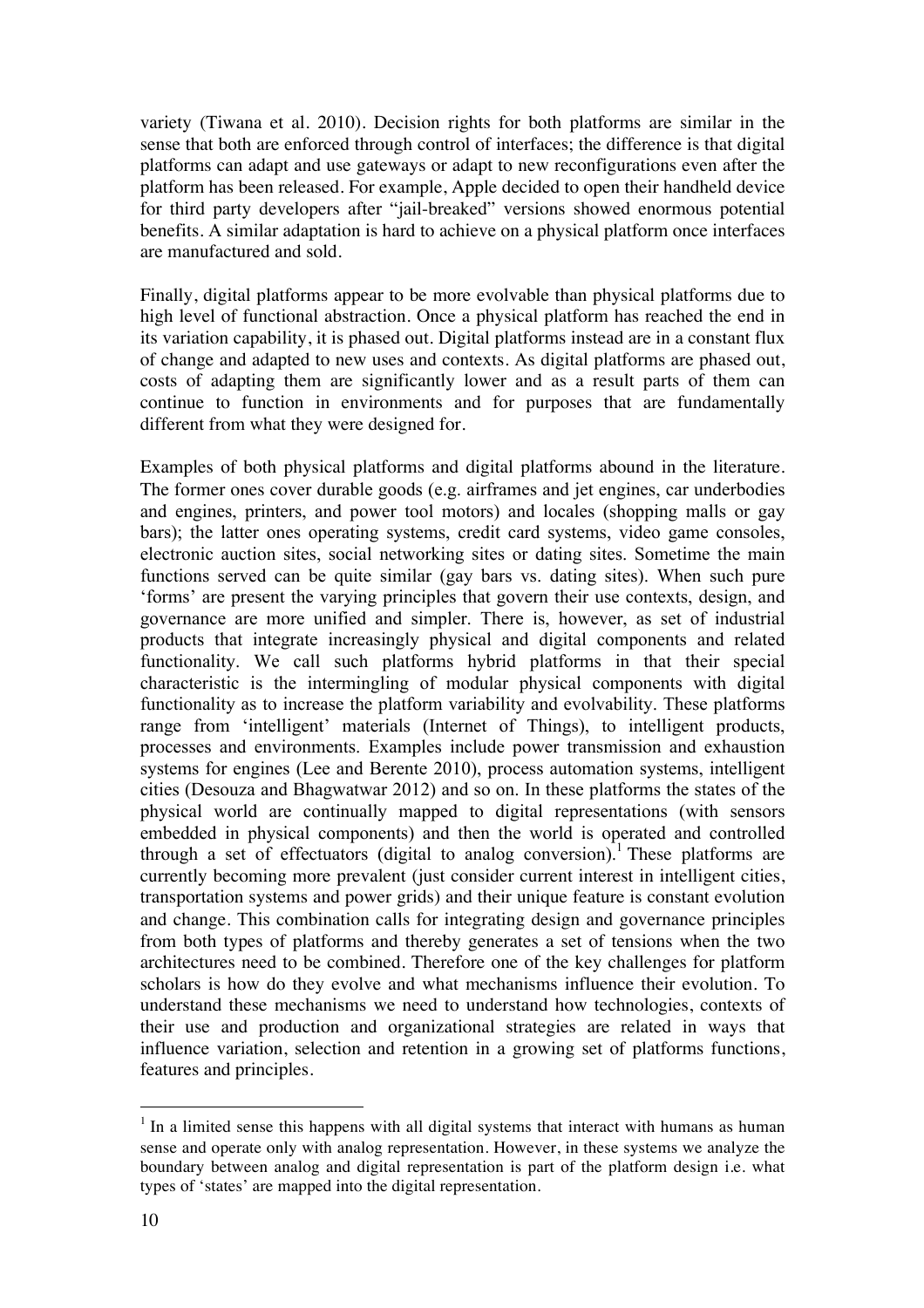variety (Tiwana et al. 2010). Decision rights for both platforms are similar in the sense that both are enforced through control of interfaces; the difference is that digital platforms can adapt and use gateways or adapt to new reconfigurations even after the platform has been released. For example, Apple decided to open their handheld device for third party developers after "jail-breaked" versions showed enormous potential benefits. A similar adaptation is hard to achieve on a physical platform once interfaces are manufactured and sold.

Finally, digital platforms appear to be more evolvable than physical platforms due to high level of functional abstraction. Once a physical platform has reached the end in its variation capability, it is phased out. Digital platforms instead are in a constant flux of change and adapted to new uses and contexts. As digital platforms are phased out, costs of adapting them are significantly lower and as a result parts of them can continue to function in environments and for purposes that are fundamentally different from what they were designed for.

Examples of both physical platforms and digital platforms abound in the literature. The former ones cover durable goods (e.g. airframes and jet engines, car underbodies and engines, printers, and power tool motors) and locales (shopping malls or gay bars); the latter ones operating systems, credit card systems, video game consoles, electronic auction sites, social networking sites or dating sites. Sometime the main functions served can be quite similar (gay bars vs. dating sites). When such pure 'forms' are present the varying principles that govern their use contexts, design, and governance are more unified and simpler. There is, however, as set of industrial products that integrate increasingly physical and digital components and related functionality. We call such platforms hybrid platforms in that their special characteristic is the intermingling of modular physical components with digital functionality as to increase the platform variability and evolvability. These platforms range from 'intelligent' materials (Internet of Things), to intelligent products, processes and environments. Examples include power transmission and exhaustion systems for engines (Lee and Berente 2010), process automation systems, intelligent cities (Desouza and Bhagwatwar 2012) and so on. In these platforms the states of the physical world are continually mapped to digital representations (with sensors embedded in physical components) and then the world is operated and controlled through a set of effectuators (digital to analog conversion).[1] These platforms are currently becoming more prevalent (just consider current interest in intelligent cities, transportation systems and power grids) and their unique feature is constant evolution and change. This combination calls for integrating design and governance principles from both types of platforms and thereby generates a set of tensions when the two architectures need to be combined. Therefore one of the key challenges for platform scholars is how do they evolve and what mechanisms influence their evolution. To understand these mechanisms we need to understand how technologies, contexts of their use and production and organizational strategies are related in ways that influence variation, selection and retention in a growing set of platforms functions, features and principles.

---

[1] In a limited sense this happens with all digital systems that interact with humans as human sense and operate only with analog representation. However, in these systems we analyze the boundary between analog and digital representation is part of the platform design i.e. what types of 'states' are mapped into the digital representation.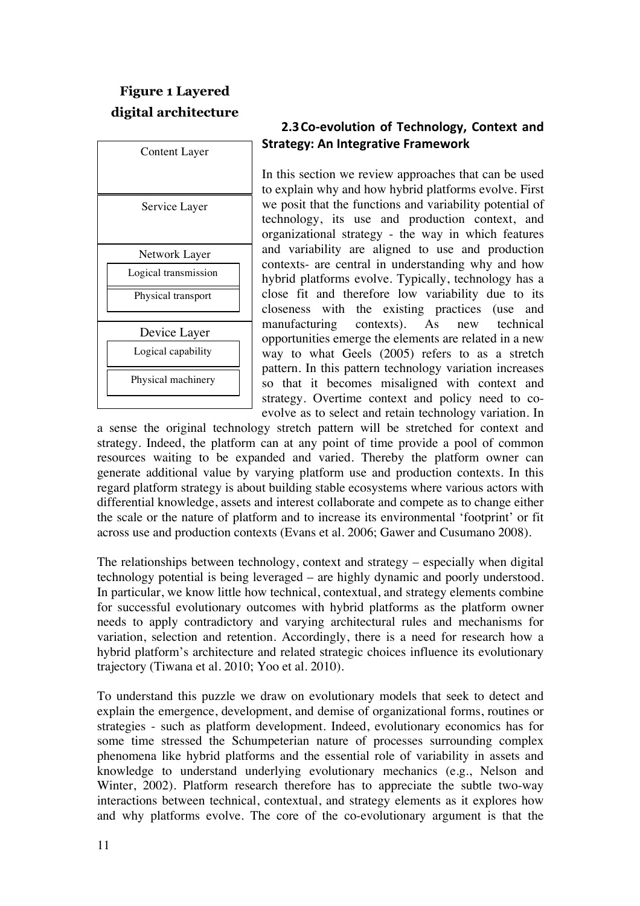**Figure 1 Layered digital architecture**

| Content Layer |
|---|
| Service Layer |
| Network Layer: Logical transmission; Physical transport |
| Device Layer: Logical capability; Physical machinery |

### 2.3 Co-evolution of Technology, Context and Strategy: An Integrative Framework

In this section we review approaches that can be used to explain why and how hybrid platforms evolve. First we posit that the functions and variability potential of technology, its use and production context, and organizational strategy - the way in which features and variability are aligned to use and production contexts- are central in understanding why and how hybrid platforms evolve. Typically, technology has a close fit and therefore low variability due to its closeness with the existing practices (use and manufacturing contexts). As new technical opportunities emerge the elements are related in a new way to what Geels (2005) refers to as a stretch pattern. In this pattern technology variation increases so that it becomes misaligned with context and strategy. Overtime context and policy need to co-evolve as to select and retain technology variation. In a sense the original technology stretch pattern will be stretched for context and strategy. Indeed, the platform can at any point of time provide a pool of common resources waiting to be expanded and varied. Thereby the platform owner can generate additional value by varying platform use and production contexts. In this regard platform strategy is about building stable ecosystems where various actors with differential knowledge, assets and interest collaborate and compete as to change either the scale or the nature of platform and to increase its environmental 'footprint' or fit across use and production contexts (Evans et al. 2006; Gawer and Cusumano 2008).

The relationships between technology, context and strategy – especially when digital technology potential is being leveraged – are highly dynamic and poorly understood. In particular, we know little how technical, contextual, and strategy elements combine for successful evolutionary outcomes with hybrid platforms as the platform owner needs to apply contradictory and varying architectural rules and mechanisms for variation, selection and retention. Accordingly, there is a need for research how a hybrid platform's architecture and related strategic choices influence its evolutionary trajectory (Tiwana et al. 2010; Yoo et al. 2010).

To understand this puzzle we draw on evolutionary models that seek to detect and explain the emergence, development, and demise of organizational forms, routines or strategies - such as platform development. Indeed, evolutionary economics has for some time stressed the Schumpeterian nature of processes surrounding complex phenomena like hybrid platforms and the essential role of variability in assets and knowledge to understand underlying evolutionary mechanics (e.g., Nelson and Winter, 2002). Platform research therefore has to appreciate the subtle two-way interactions between technical, contextual, and strategy elements as it explores how and why platforms evolve. The core of the co-evolutionary argument is that the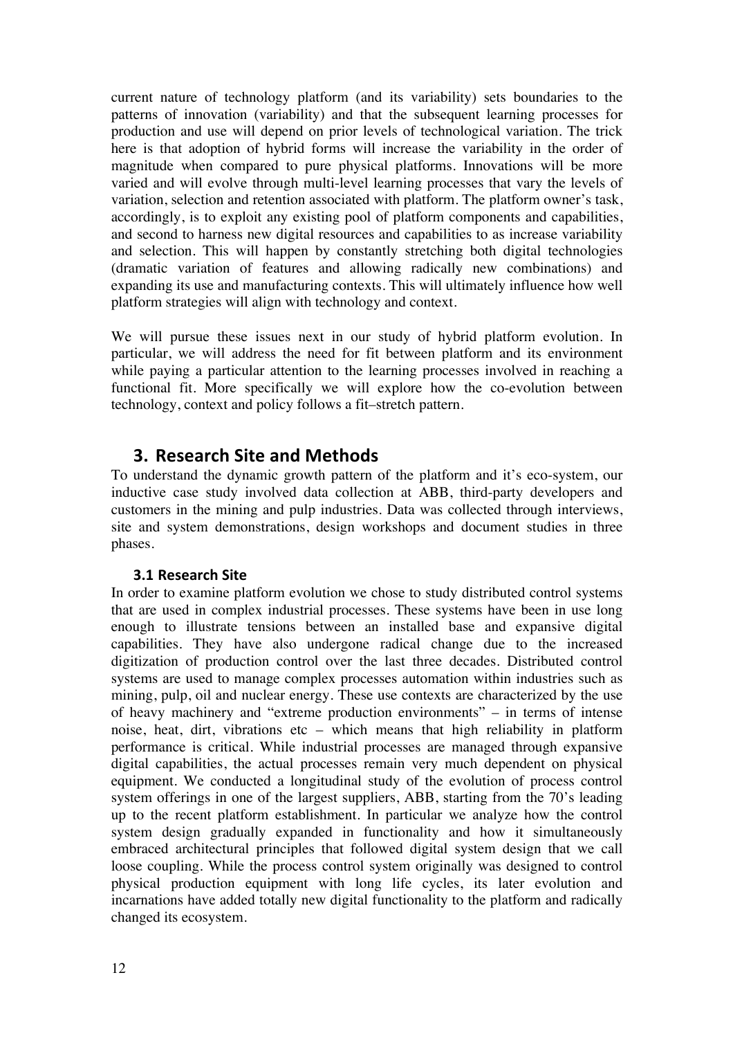current nature of technology platform (and its variability) sets boundaries to the patterns of innovation (variability) and that the subsequent learning processes for production and use will depend on prior levels of technological variation. The trick here is that adoption of hybrid forms will increase the variability in the order of magnitude when compared to pure physical platforms. Innovations will be more varied and will evolve through multi-level learning processes that vary the levels of variation, selection and retention associated with platform. The platform owner's task, accordingly, is to exploit any existing pool of platform components and capabilities, and second to harness new digital resources and capabilities to as increase variability and selection. This will happen by constantly stretching both digital technologies (dramatic variation of features and allowing radically new combinations) and expanding its use and manufacturing contexts. This will ultimately influence how well platform strategies will align with technology and context.

We will pursue these issues next in our study of hybrid platform evolution. In particular, we will address the need for fit between platform and its environment while paying a particular attention to the learning processes involved in reaching a functional fit. More specifically we will explore how the co-evolution between technology, context and policy follows a fit–stretch pattern.

## 3. Research Site and Methods

To understand the dynamic growth pattern of the platform and it's eco-system, our inductive case study involved data collection at ABB, third-party developers and customers in the mining and pulp industries. Data was collected through interviews, site and system demonstrations, design workshops and document studies in three phases.

### 3.1 Research Site

In order to examine platform evolution we chose to study distributed control systems that are used in complex industrial processes. These systems have been in use long enough to illustrate tensions between an installed base and expansive digital capabilities. They have also undergone radical change due to the increased digitization of production control over the last three decades. Distributed control systems are used to manage complex processes automation within industries such as mining, pulp, oil and nuclear energy. These use contexts are characterized by the use of heavy machinery and "extreme production environments" – in terms of intense noise, heat, dirt, vibrations etc – which means that high reliability in platform performance is critical. While industrial processes are managed through expansive digital capabilities, the actual processes remain very much dependent on physical equipment. We conducted a longitudinal study of the evolution of process control system offerings in one of the largest suppliers, ABB, starting from the 70's leading up to the recent platform establishment. In particular we analyze how the control system design gradually expanded in functionality and how it simultaneously embraced architectural principles that followed digital system design that we call loose coupling. While the process control system originally was designed to control physical production equipment with long life cycles, its later evolution and incarnations have added totally new digital functionality to the platform and radically changed its ecosystem.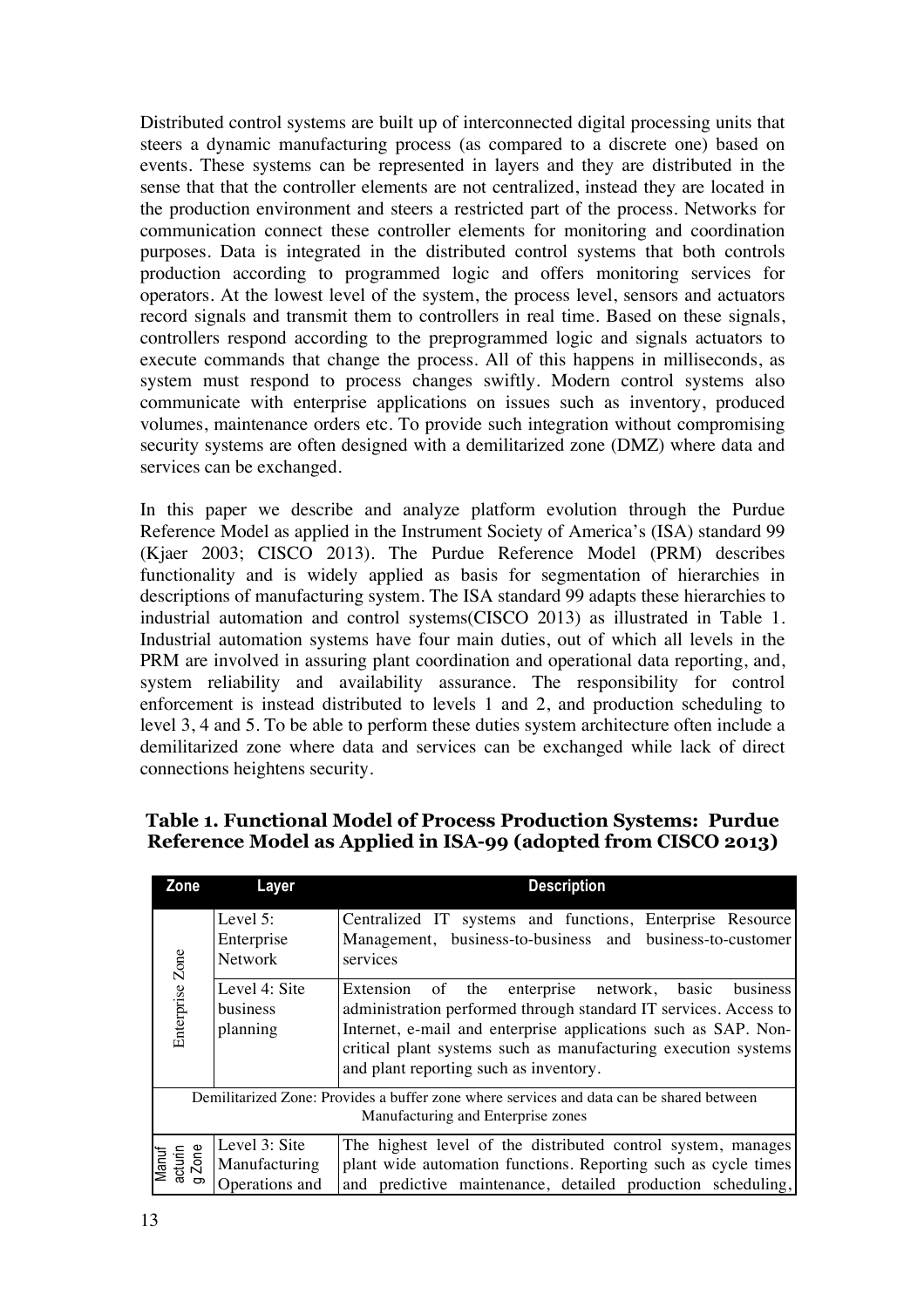Distributed control systems are built up of interconnected digital processing units that steers a dynamic manufacturing process (as compared to a discrete one) based on events. These systems can be represented in layers and they are distributed in the sense that that the controller elements are not centralized, instead they are located in the production environment and steers a restricted part of the process. Networks for communication connect these controller elements for monitoring and coordination purposes. Data is integrated in the distributed control systems that both controls production according to programmed logic and offers monitoring services for operators. At the lowest level of the system, the process level, sensors and actuators record signals and transmit them to controllers in real time. Based on these signals, controllers respond according to the preprogrammed logic and signals actuators to execute commands that change the process. All of this happens in milliseconds, as system must respond to process changes swiftly. Modern control systems also communicate with enterprise applications on issues such as inventory, produced volumes, maintenance orders etc. To provide such integration without compromising security systems are often designed with a demilitarized zone (DMZ) where data and services can be exchanged.

In this paper we describe and analyze platform evolution through the Purdue Reference Model as applied in the Instrument Society of America's (ISA) standard 99 (Kjaer 2003; CISCO 2013). The Purdue Reference Model (PRM) describes functionality and is widely applied as basis for segmentation of hierarchies in descriptions of manufacturing system. The ISA standard 99 adapts these hierarchies to industrial automation and control systems(CISCO 2013) as illustrated in Table 1. Industrial automation systems have four main duties, out of which all levels in the PRM are involved in assuring plant coordination and operational data reporting, and, system reliability and availability assurance. The responsibility for control enforcement is instead distributed to levels 1 and 2, and production scheduling to level 3, 4 and 5. To be able to perform these duties system architecture often include a demilitarized zone where data and services can be exchanged while lack of direct connections heightens security.

**Table 1. Functional Model of Process Production Systems: Purdue Reference Model as Applied in ISA-99 (adopted from CISCO 2013)**

| Zone | Layer | Description |
|---|---|---|
| Enterprise Zone | Level 5: Enterprise Network | Centralized IT systems and functions, Enterprise Resource Management, business-to-business and business-to-customer services |
| | Level 4: Site business planning | Extension of the enterprise network, basic business administration performed through standard IT services. Access to Internet, e-mail and enterprise applications such as SAP. Non-critical plant systems such as manufacturing execution systems and plant reporting such as inventory. |
| Demilitarized Zone: Provides a buffer zone where services and data can be shared between Manufacturing and Enterprise zones | | |
| Manufacturing Zone | Level 3: Site Manufacturing Operations and | The highest level of the distributed control system, manages plant wide automation functions. Reporting such as cycle times and predictive maintenance, detailed production scheduling, |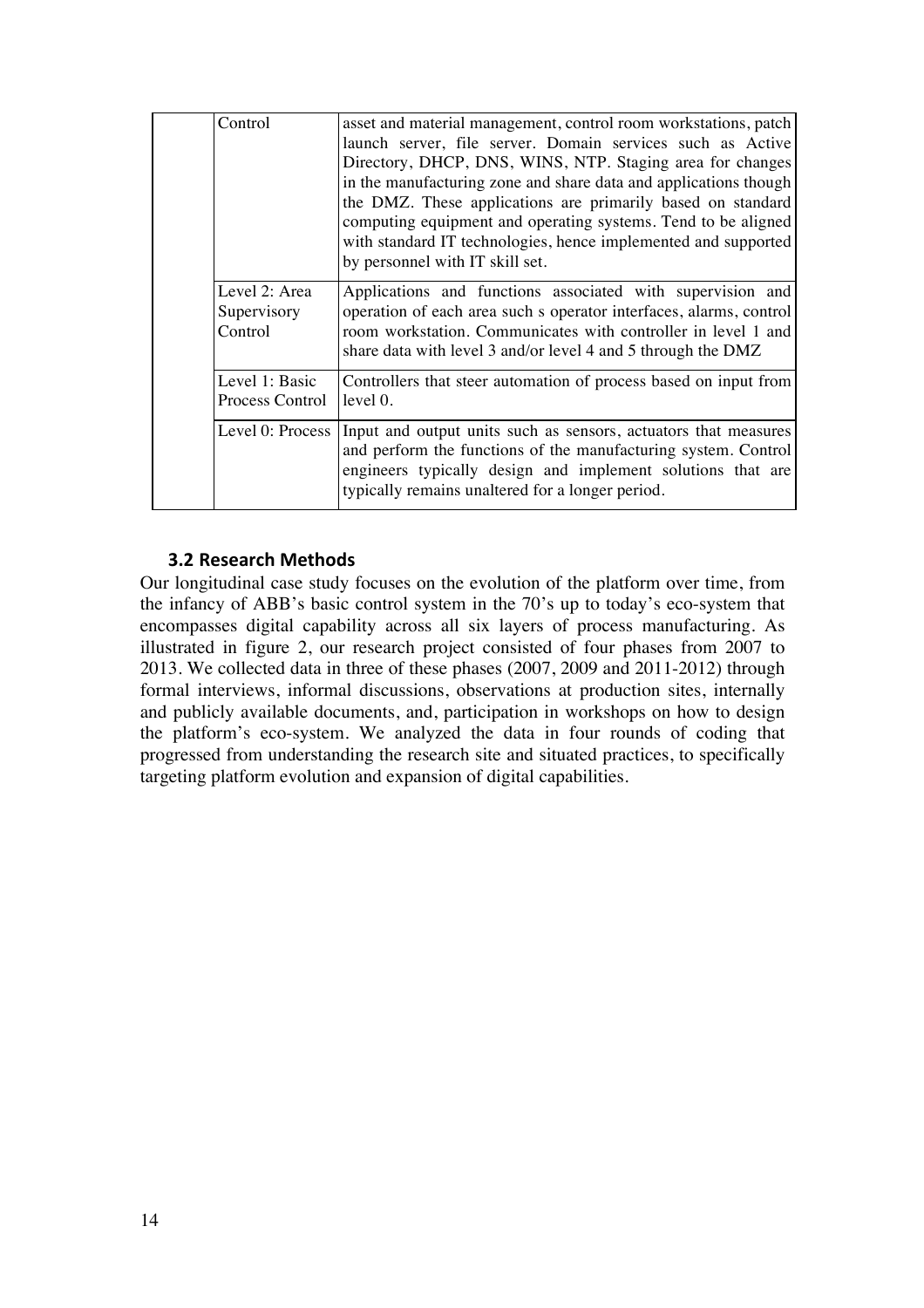|  | Control | asset and material management, control room workstations, patch launch server, file server. Domain services such as Active Directory, DHCP, DNS, WINS, NTP. Staging area for changes in the manufacturing zone and share data and applications though the DMZ. These applications are primarily based on standard computing equipment and operating systems. Tend to be aligned with standard IT technologies, hence implemented and supported by personnel with IT skill set. |
|---|---|---|
|  | Level 2: Area Supervisory Control | Applications and functions associated with supervision and operation of each area such s operator interfaces, alarms, control room workstation. Communicates with controller in level 1 and share data with level 3 and/or level 4 and 5 through the DMZ |
|  | Level 1: Basic Process Control | Controllers that steer automation of process based on input from level 0. |
|  | Level 0: Process | Input and output units such as sensors, actuators that measures and perform the functions of the manufacturing system. Control engineers typically design and implement solutions that are typically remains unaltered for a longer period. |

### 3.2 Research Methods

Our longitudinal case study focuses on the evolution of the platform over time, from the infancy of ABB's basic control system in the 70's up to today's eco-system that encompasses digital capability across all six layers of process manufacturing. As illustrated in figure 2, our research project consisted of four phases from 2007 to 2013. We collected data in three of these phases (2007, 2009 and 2011-2012) through formal interviews, informal discussions, observations at production sites, internally and publicly available documents, and, participation in workshops on how to design the platform's eco-system. We analyzed the data in four rounds of coding that progressed from understanding the research site and situated practices, to specifically targeting platform evolution and expansion of digital capabilities.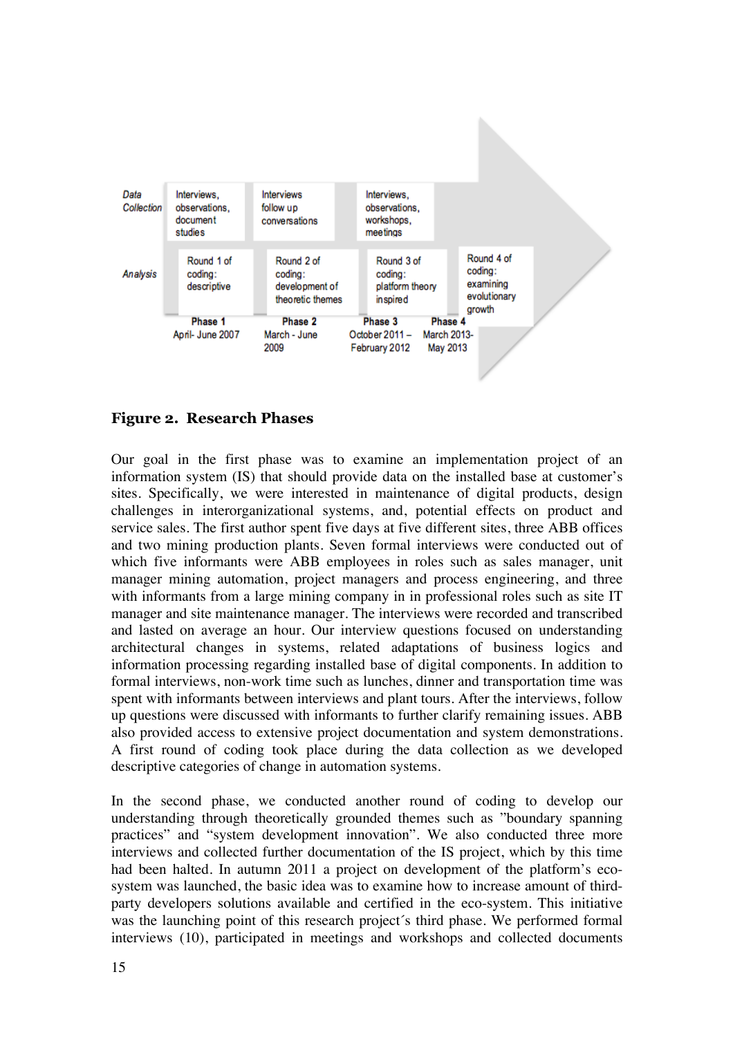| | Phase 1 | Phase 2 | Phase 3 | Phase 4 |
|---|---|---|---|---|
| *Data Collection* | Interviews, observations, document studies | Interviews follow up conversations | Interviews, observations, workshops, meetings | |
| *Analysis* | Round 1 of coding: descriptive | Round 2 of coding: development of theoretic themes | Round 3 of coding: platform theory inspired | Round 4 of coding: examining evolutionary growth |
| | April- June 2007 | March - June 2009 | October 2011 – February 2012 | March 2013- May 2013 |

**Figure 2. Research Phases**

Our goal in the first phase was to examine an implementation project of an information system (IS) that should provide data on the installed base at customer's sites. Specifically, we were interested in maintenance of digital products, design challenges in interorganizational systems, and, potential effects on product and service sales. The first author spent five days at five different sites, three ABB offices and two mining production plants. Seven formal interviews were conducted out of which five informants were ABB employees in roles such as sales manager, unit manager mining automation, project managers and process engineering, and three with informants from a large mining company in in professional roles such as site IT manager and site maintenance manager. The interviews were recorded and transcribed and lasted on average an hour. Our interview questions focused on understanding architectural changes in systems, related adaptations of business logics and information processing regarding installed base of digital components. In addition to formal interviews, non-work time such as lunches, dinner and transportation time was spent with informants between interviews and plant tours. After the interviews, follow up questions were discussed with informants to further clarify remaining issues. ABB also provided access to extensive project documentation and system demonstrations. A first round of coding took place during the data collection as we developed descriptive categories of change in automation systems.

In the second phase, we conducted another round of coding to develop our understanding through theoretically grounded themes such as "boundary spanning practices" and "system development innovation". We also conducted three more interviews and collected further documentation of the IS project, which by this time had been halted. In autumn 2011 a project on development of the platform's eco-system was launched, the basic idea was to examine how to increase amount of third-party developers solutions available and certified in the eco-system. This initiative was the launching point of this research project´s third phase. We performed formal interviews (10), participated in meetings and workshops and collected documents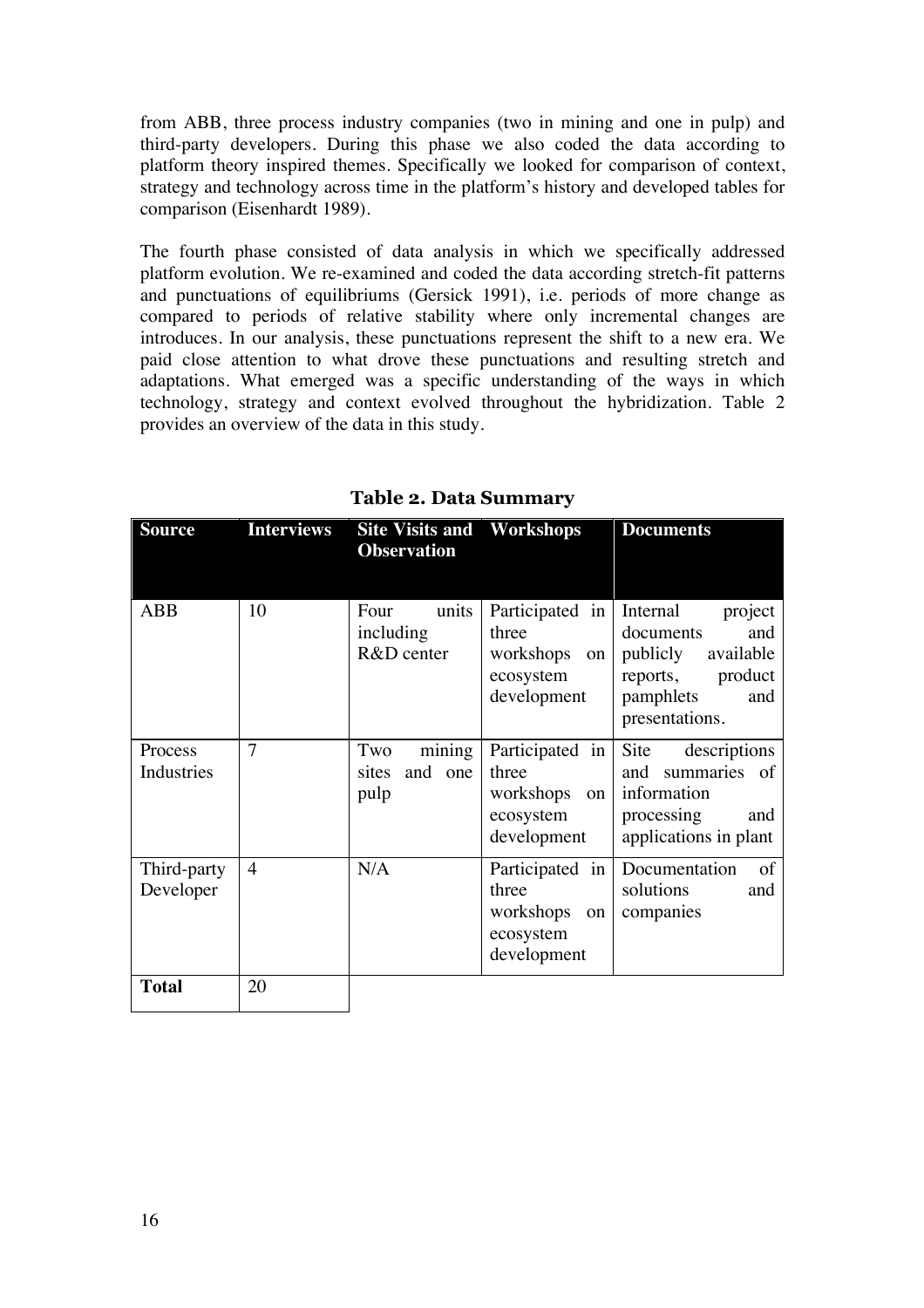from ABB, three process industry companies (two in mining and one in pulp) and third-party developers. During this phase we also coded the data according to platform theory inspired themes. Specifically we looked for comparison of context, strategy and technology across time in the platform's history and developed tables for comparison (Eisenhardt 1989).

The fourth phase consisted of data analysis in which we specifically addressed platform evolution. We re-examined and coded the data according stretch-fit patterns and punctuations of equilibriums (Gersick 1991), i.e. periods of more change as compared to periods of relative stability where only incremental changes are introduces. In our analysis, these punctuations represent the shift to a new era. We paid close attention to what drove these punctuations and resulting stretch and adaptations. What emerged was a specific understanding of the ways in which technology, strategy and context evolved throughout the hybridization. Table 2 provides an overview of the data in this study.

**Table 2. Data Summary**

| Source | Interviews | Site Visits and Observation | Workshops | Documents |
|---|---|---|---|---|
| ABB | 10 | Four units including R&D center | Participated in three workshops on ecosystem development | Internal project documents and publicly available reports, product pamphlets and presentations. |
| Process Industries | 7 | Two mining sites and one pulp | Participated in three workshops on ecosystem development | Site descriptions and summaries of information processing and applications in plant |
| Third-party Developer | 4 | N/A | Participated in three workshops on ecosystem development | Documentation of solutions and companies |
| **Total** | 20 | | | |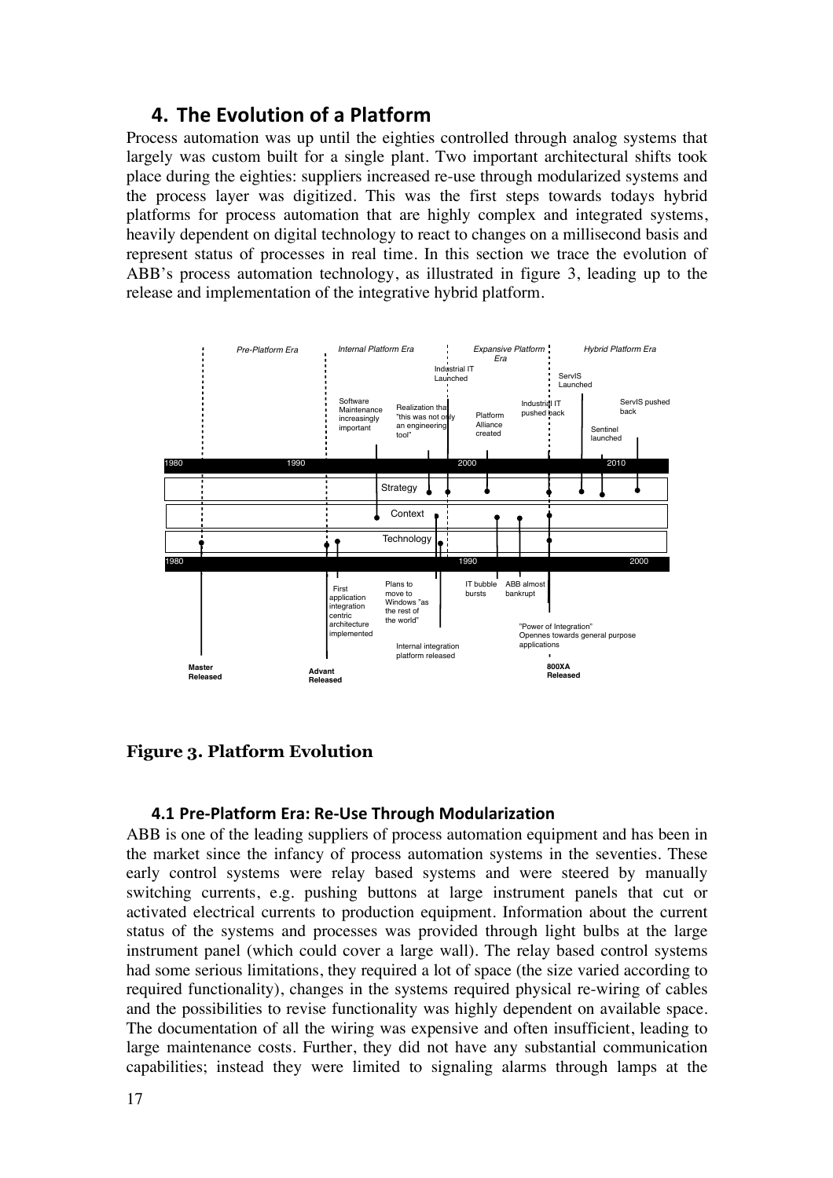## 4. The Evolution of a Platform

Process automation was up until the eighties controlled through analog systems that largely was custom built for a single plant. Two important architectural shifts took place during the eighties: suppliers increased re-use through modularized systems and the process layer was digitized. This was the first steps towards todays hybrid platforms for process automation that are highly complex and integrated systems, heavily dependent on digital technology to react to changes on a millisecond basis and represent status of processes in real time. In this section we trace the evolution of ABB's process automation technology, as illustrated in figure 3, leading up to the release and implementation of the integrative hybrid platform.

**Figure 3. Platform Evolution**

### 4.1 Pre-Platform Era: Re-Use Through Modularization

ABB is one of the leading suppliers of process automation equipment and has been in the market since the infancy of process automation systems in the seventies. These early control systems were relay based systems and were steered by manually switching currents, e.g. pushing buttons at large instrument panels that cut or activated electrical currents to production equipment. Information about the current status of the systems and processes was provided through light bulbs at the large instrument panel (which could cover a large wall). The relay based control systems had some serious limitations, they required a lot of space (the size varied according to required functionality), changes in the systems required physical re-wiring of cables and the possibilities to revise functionality was highly dependent on available space. The documentation of all the wiring was expensive and often insufficient, leading to large maintenance costs. Further, they did not have any substantial communication capabilities; instead they were limited to signaling alarms through lamps at the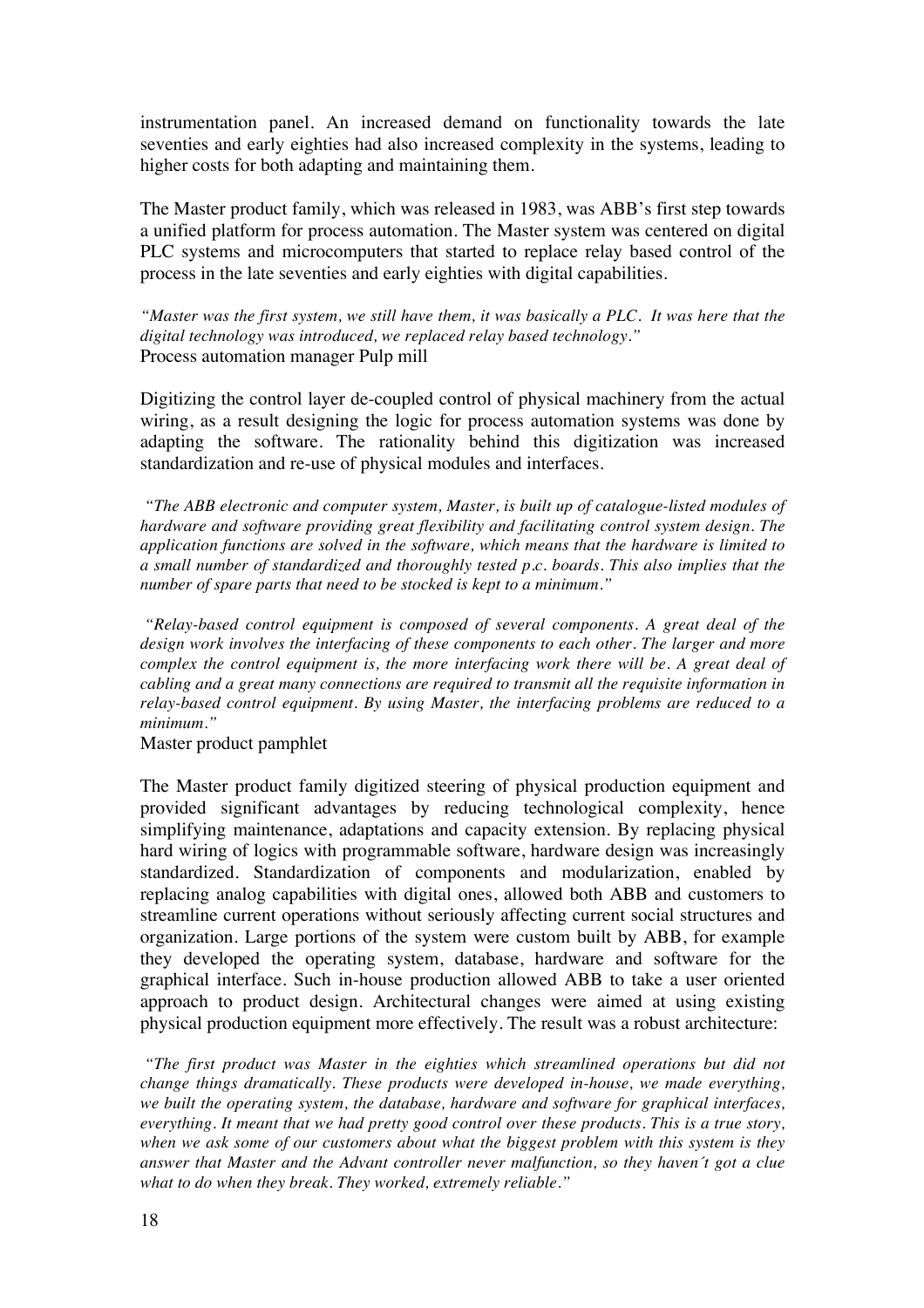instrumentation panel. An increased demand on functionality towards the late seventies and early eighties had also increased complexity in the systems, leading to higher costs for both adapting and maintaining them.

The Master product family, which was released in 1983, was ABB's first step towards a unified platform for process automation. The Master system was centered on digital PLC systems and microcomputers that started to replace relay based control of the process in the late seventies and early eighties with digital capabilities.

*"Master was the first system, we still have them, it was basically a PLC. It was here that the digital technology was introduced, we replaced relay based technology."*
Process automation manager Pulp mill

Digitizing the control layer de-coupled control of physical machinery from the actual wiring, as a result designing the logic for process automation systems was done by adapting the software. The rationality behind this digitization was increased standardization and re-use of physical modules and interfaces.

*"The ABB electronic and computer system, Master, is built up of catalogue-listed modules of hardware and software providing great flexibility and facilitating control system design. The application functions are solved in the software, which means that the hardware is limited to a small number of standardized and thoroughly tested p.c. boards. This also implies that the number of spare parts that need to be stocked is kept to a minimum."*

*"Relay-based control equipment is composed of several components. A great deal of the design work involves the interfacing of these components to each other. The larger and more complex the control equipment is, the more interfacing work there will be. A great deal of cabling and a great many connections are required to transmit all the requisite information in relay-based control equipment. By using Master, the interfacing problems are reduced to a minimum."*
Master product pamphlet

The Master product family digitized steering of physical production equipment and provided significant advantages by reducing technological complexity, hence simplifying maintenance, adaptations and capacity extension. By replacing physical hard wiring of logics with programmable software, hardware design was increasingly standardized. Standardization of components and modularization, enabled by replacing analog capabilities with digital ones, allowed both ABB and customers to streamline current operations without seriously affecting current social structures and organization. Large portions of the system were custom built by ABB, for example they developed the operating system, database, hardware and software for the graphical interface. Such in-house production allowed ABB to take a user oriented approach to product design. Architectural changes were aimed at using existing physical production equipment more effectively. The result was a robust architecture:

*"The first product was Master in the eighties which streamlined operations but did not change things dramatically. These products were developed in-house, we made everything, we built the operating system, the database, hardware and software for graphical interfaces, everything. It meant that we had pretty good control over these products. This is a true story, when we ask some of our customers about what the biggest problem with this system is they answer that Master and the Advant controller never malfunction, so they haven´t got a clue what to do when they break. They worked, extremely reliable."*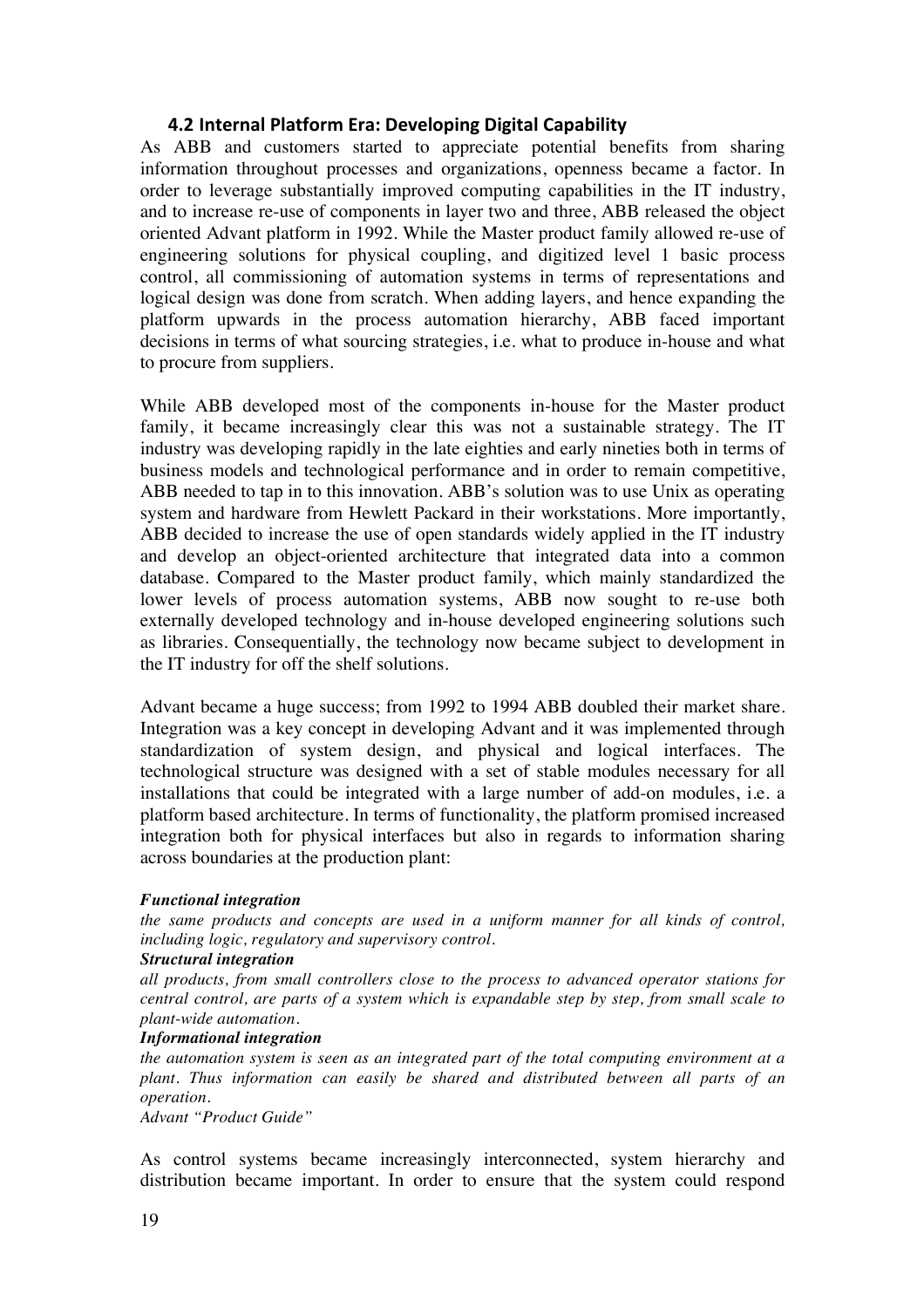### 4.2 Internal Platform Era: Developing Digital Capability

As ABB and customers started to appreciate potential benefits from sharing information throughout processes and organizations, openness became a factor. In order to leverage substantially improved computing capabilities in the IT industry, and to increase re-use of components in layer two and three, ABB released the object oriented Advant platform in 1992. While the Master product family allowed re-use of engineering solutions for physical coupling, and digitized level 1 basic process control, all commissioning of automation systems in terms of representations and logical design was done from scratch. When adding layers, and hence expanding the platform upwards in the process automation hierarchy, ABB faced important decisions in terms of what sourcing strategies, i.e. what to produce in-house and what to procure from suppliers.

While ABB developed most of the components in-house for the Master product family, it became increasingly clear this was not a sustainable strategy. The IT industry was developing rapidly in the late eighties and early nineties both in terms of business models and technological performance and in order to remain competitive, ABB needed to tap in to this innovation. ABB's solution was to use Unix as operating system and hardware from Hewlett Packard in their workstations. More importantly, ABB decided to increase the use of open standards widely applied in the IT industry and develop an object-oriented architecture that integrated data into a common database. Compared to the Master product family, which mainly standardized the lower levels of process automation systems, ABB now sought to re-use both externally developed technology and in-house developed engineering solutions such as libraries. Consequentially, the technology now became subject to development in the IT industry for off the shelf solutions.

Advant became a huge success; from 1992 to 1994 ABB doubled their market share. Integration was a key concept in developing Advant and it was implemented through standardization of system design, and physical and logical interfaces. The technological structure was designed with a set of stable modules necessary for all installations that could be integrated with a large number of add-on modules, i.e. a platform based architecture. In terms of functionality, the platform promised increased integration both for physical interfaces but also in regards to information sharing across boundaries at the production plant:

***Functional integration***
*the same products and concepts are used in a uniform manner for all kinds of control, including logic, regulatory and supervisory control.*
***Structural integration***
*all products, from small controllers close to the process to advanced operator stations for central control, are parts of a system which is expandable step by step, from small scale to plant-wide automation.*
***Informational integration***
*the automation system is seen as an integrated part of the total computing environment at a plant. Thus information can easily be shared and distributed between all parts of an operation.*
*Advant "Product Guide"*

As control systems became increasingly interconnected, system hierarchy and distribution became important. In order to ensure that the system could respond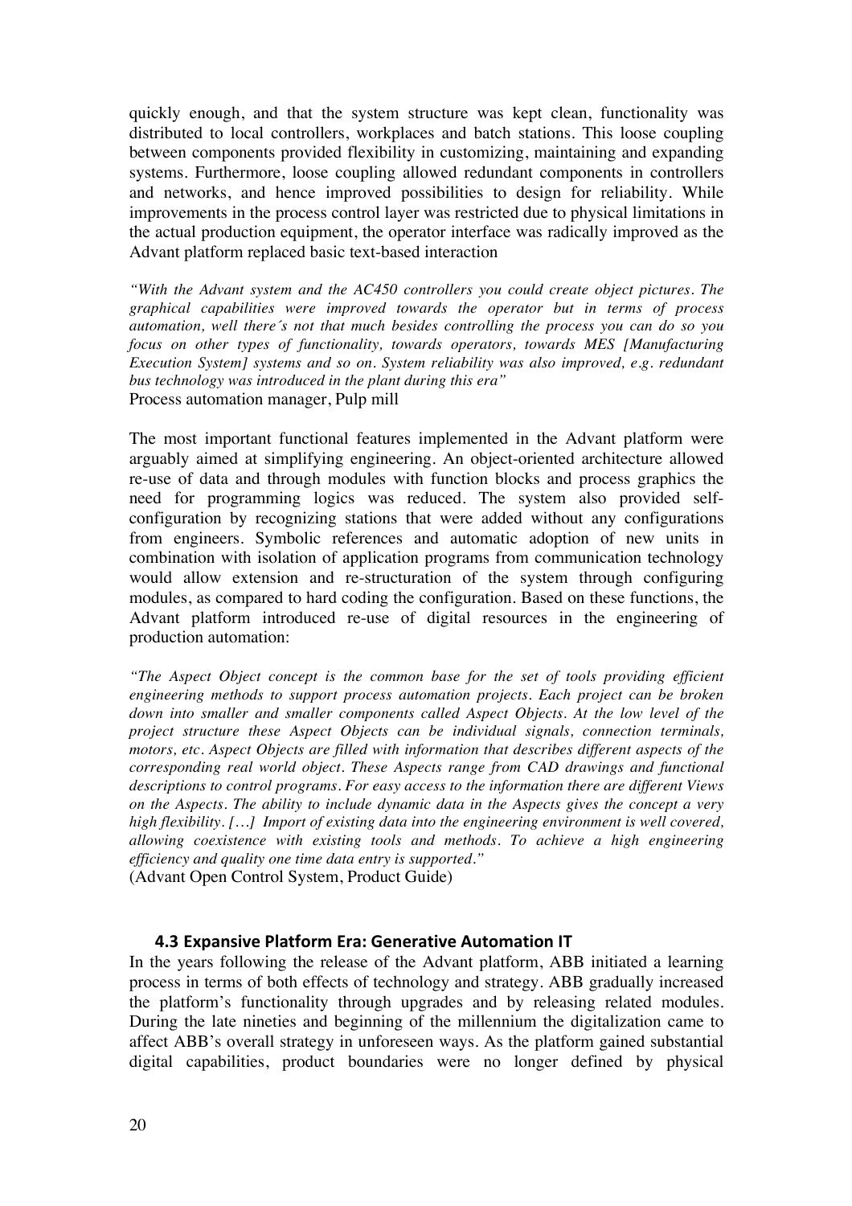quickly enough, and that the system structure was kept clean, functionality was distributed to local controllers, workplaces and batch stations. This loose coupling between components provided flexibility in customizing, maintaining and expanding systems. Furthermore, loose coupling allowed redundant components in controllers and networks, and hence improved possibilities to design for reliability. While improvements in the process control layer was restricted due to physical limitations in the actual production equipment, the operator interface was radically improved as the Advant platform replaced basic text-based interaction

*"With the Advant system and the AC450 controllers you could create object pictures. The graphical capabilities were improved towards the operator but in terms of process automation, well there´s not that much besides controlling the process you can do so you focus on other types of functionality, towards operators, towards MES [Manufacturing Execution System] systems and so on. System reliability was also improved, e.g. redundant bus technology was introduced in the plant during this era"*
Process automation manager, Pulp mill

The most important functional features implemented in the Advant platform were arguably aimed at simplifying engineering. An object-oriented architecture allowed re-use of data and through modules with function blocks and process graphics the need for programming logics was reduced. The system also provided self-configuration by recognizing stations that were added without any configurations from engineers. Symbolic references and automatic adoption of new units in combination with isolation of application programs from communication technology would allow extension and re-structuration of the system through configuring modules, as compared to hard coding the configuration. Based on these functions, the Advant platform introduced re-use of digital resources in the engineering of production automation:

*"The Aspect Object concept is the common base for the set of tools providing efficient engineering methods to support process automation projects. Each project can be broken down into smaller and smaller components called Aspect Objects. At the low level of the project structure these Aspect Objects can be individual signals, connection terminals, motors, etc. Aspect Objects are filled with information that describes different aspects of the corresponding real world object. These Aspects range from CAD drawings and functional descriptions to control programs. For easy access to the information there are different Views on the Aspects. The ability to include dynamic data in the Aspects gives the concept a very high flexibility. […] Import of existing data into the engineering environment is well covered, allowing coexistence with existing tools and methods. To achieve a high engineering efficiency and quality one time data entry is supported."*
(Advant Open Control System, Product Guide)

### 4.3 Expansive Platform Era: Generative Automation IT

In the years following the release of the Advant platform, ABB initiated a learning process in terms of both effects of technology and strategy. ABB gradually increased the platform's functionality through upgrades and by releasing related modules. During the late nineties and beginning of the millennium the digitalization came to affect ABB's overall strategy in unforeseen ways. As the platform gained substantial digital capabilities, product boundaries were no longer defined by physical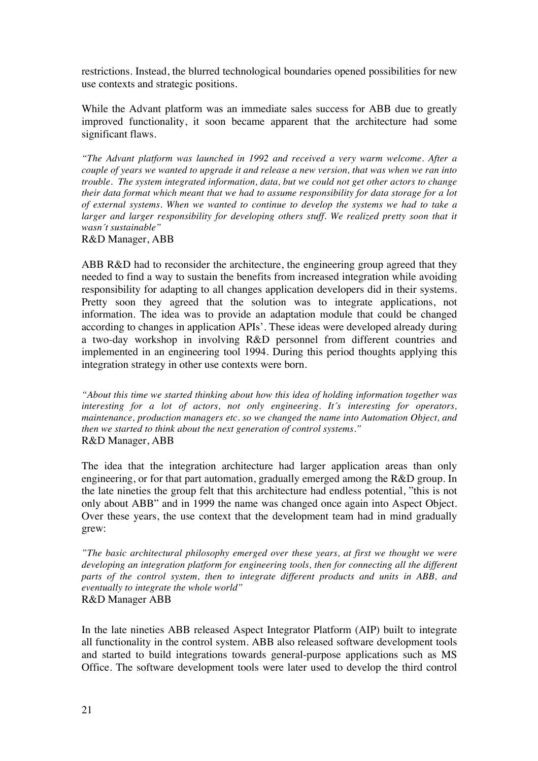restrictions. Instead, the blurred technological boundaries opened possibilities for new use contexts and strategic positions.

While the Advant platform was an immediate sales success for ABB due to greatly improved functionality, it soon became apparent that the architecture had some significant flaws.

*"The Advant platform was launched in 1992 and received a very warm welcome. After a couple of years we wanted to upgrade it and release a new version, that was when we ran into trouble. The system integrated information, data, but we could not get other actors to change their data format which meant that we had to assume responsibility for data storage for a lot of external systems. When we wanted to continue to develop the systems we had to take a larger and larger responsibility for developing others stuff. We realized pretty soon that it wasn´t sustainable"*
R&D Manager, ABB

ABB R&D had to reconsider the architecture, the engineering group agreed that they needed to find a way to sustain the benefits from increased integration while avoiding responsibility for adapting to all changes application developers did in their systems. Pretty soon they agreed that the solution was to integrate applications, not information. The idea was to provide an adaptation module that could be changed according to changes in application APIs'. These ideas were developed already during a two-day workshop in involving R&D personnel from different countries and implemented in an engineering tool 1994. During this period thoughts applying this integration strategy in other use contexts were born.

*"About this time we started thinking about how this idea of holding information together was interesting for a lot of actors, not only engineering. It´s interesting for operators, maintenance, production managers etc. so we changed the name into Automation Object, and then we started to think about the next generation of control systems."*
R&D Manager, ABB

The idea that the integration architecture had larger application areas than only engineering, or for that part automation, gradually emerged among the R&D group. In the late nineties the group felt that this architecture had endless potential, "this is not only about ABB" and in 1999 the name was changed once again into Aspect Object. Over these years, the use context that the development team had in mind gradually grew:

*"The basic architectural philosophy emerged over these years, at first we thought we were developing an integration platform for engineering tools, then for connecting all the different parts of the control system, then to integrate different products and units in ABB, and eventually to integrate the whole world"*
R&D Manager ABB

In the late nineties ABB released Aspect Integrator Platform (AIP) built to integrate all functionality in the control system. ABB also released software development tools and started to build integrations towards general-purpose applications such as MS Office. The software development tools were later used to develop the third control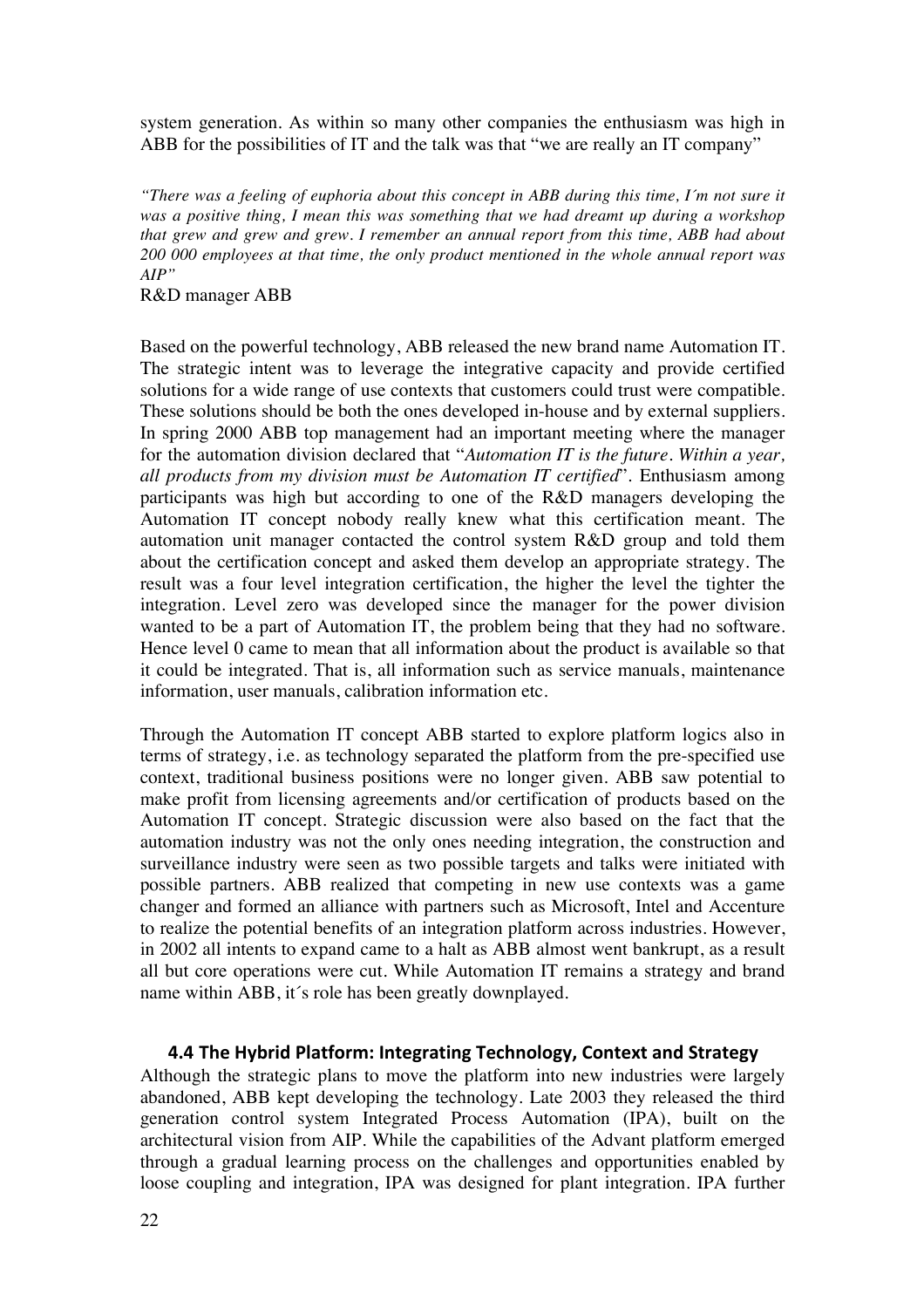system generation. As within so many other companies the enthusiasm was high in ABB for the possibilities of IT and the talk was that "we are really an IT company"

*"There was a feeling of euphoria about this concept in ABB during this time, I´m not sure it was a positive thing, I mean this was something that we had dreamt up during a workshop that grew and grew and grew. I remember an annual report from this time, ABB had about 200 000 employees at that time, the only product mentioned in the whole annual report was AIP"*

R&D manager ABB

Based on the powerful technology, ABB released the new brand name Automation IT. The strategic intent was to leverage the integrative capacity and provide certified solutions for a wide range of use contexts that customers could trust were compatible. These solutions should be both the ones developed in-house and by external suppliers. In spring 2000 ABB top management had an important meeting where the manager for the automation division declared that "*Automation IT is the future. Within a year, all products from my division must be Automation IT certified*". Enthusiasm among participants was high but according to one of the R&D managers developing the Automation IT concept nobody really knew what this certification meant. The automation unit manager contacted the control system R&D group and told them about the certification concept and asked them develop an appropriate strategy. The result was a four level integration certification, the higher the level the tighter the integration. Level zero was developed since the manager for the power division wanted to be a part of Automation IT, the problem being that they had no software. Hence level 0 came to mean that all information about the product is available so that it could be integrated. That is, all information such as service manuals, maintenance information, user manuals, calibration information etc.

Through the Automation IT concept ABB started to explore platform logics also in terms of strategy, i.e. as technology separated the platform from the pre-specified use context, traditional business positions were no longer given. ABB saw potential to make profit from licensing agreements and/or certification of products based on the Automation IT concept. Strategic discussion were also based on the fact that the automation industry was not the only ones needing integration, the construction and surveillance industry were seen as two possible targets and talks were initiated with possible partners. ABB realized that competing in new use contexts was a game changer and formed an alliance with partners such as Microsoft, Intel and Accenture to realize the potential benefits of an integration platform across industries. However, in 2002 all intents to expand came to a halt as ABB almost went bankrupt, as a result all but core operations were cut. While Automation IT remains a strategy and brand name within ABB, it´s role has been greatly downplayed.

### 4.4 The Hybrid Platform: Integrating Technology, Context and Strategy

Although the strategic plans to move the platform into new industries were largely abandoned, ABB kept developing the technology. Late 2003 they released the third generation control system Integrated Process Automation (IPA), built on the architectural vision from AIP. While the capabilities of the Advant platform emerged through a gradual learning process on the challenges and opportunities enabled by loose coupling and integration, IPA was designed for plant integration. IPA further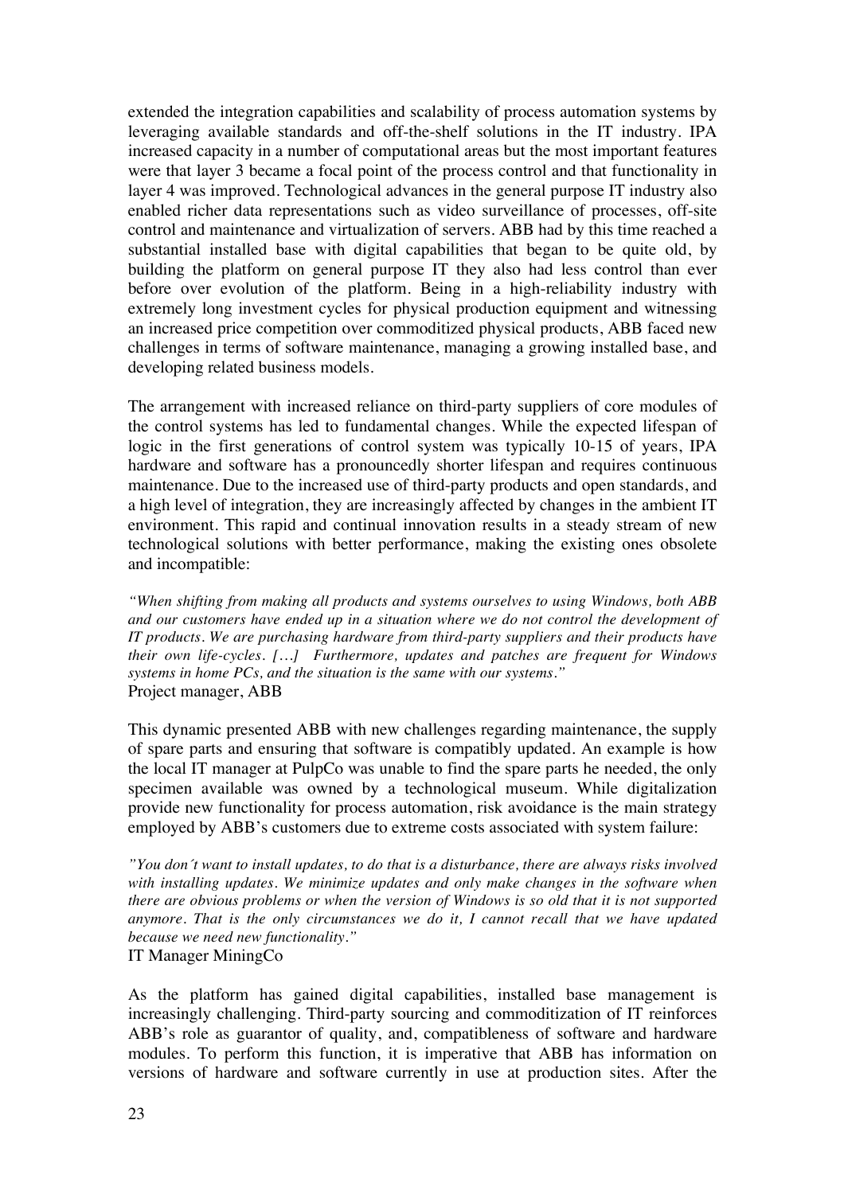extended the integration capabilities and scalability of process automation systems by leveraging available standards and off-the-shelf solutions in the IT industry. IPA increased capacity in a number of computational areas but the most important features were that layer 3 became a focal point of the process control and that functionality in layer 4 was improved. Technological advances in the general purpose IT industry also enabled richer data representations such as video surveillance of processes, off-site control and maintenance and virtualization of servers. ABB had by this time reached a substantial installed base with digital capabilities that began to be quite old, by building the platform on general purpose IT they also had less control than ever before over evolution of the platform. Being in a high-reliability industry with extremely long investment cycles for physical production equipment and witnessing an increased price competition over commoditized physical products, ABB faced new challenges in terms of software maintenance, managing a growing installed base, and developing related business models.

The arrangement with increased reliance on third-party suppliers of core modules of the control systems has led to fundamental changes. While the expected lifespan of logic in the first generations of control system was typically 10-15 of years, IPA hardware and software has a pronouncedly shorter lifespan and requires continuous maintenance. Due to the increased use of third-party products and open standards, and a high level of integration, they are increasingly affected by changes in the ambient IT environment. This rapid and continual innovation results in a steady stream of new technological solutions with better performance, making the existing ones obsolete and incompatible:

*"When shifting from making all products and systems ourselves to using Windows, both ABB and our customers have ended up in a situation where we do not control the development of IT products. We are purchasing hardware from third-party suppliers and their products have their own life-cycles. […] Furthermore, updates and patches are frequent for Windows systems in home PCs, and the situation is the same with our systems."*
Project manager, ABB

This dynamic presented ABB with new challenges regarding maintenance, the supply of spare parts and ensuring that software is compatibly updated. An example is how the local IT manager at PulpCo was unable to find the spare parts he needed, the only specimen available was owned by a technological museum. While digitalization provide new functionality for process automation, risk avoidance is the main strategy employed by ABB's customers due to extreme costs associated with system failure:

*"You don´t want to install updates, to do that is a disturbance, there are always risks involved with installing updates. We minimize updates and only make changes in the software when there are obvious problems or when the version of Windows is so old that it is not supported anymore. That is the only circumstances we do it, I cannot recall that we have updated because we need new functionality."*
IT Manager MiningCo

As the platform has gained digital capabilities, installed base management is increasingly challenging. Third-party sourcing and commoditization of IT reinforces ABB's role as guarantor of quality, and, compatibleness of software and hardware modules. To perform this function, it is imperative that ABB has information on versions of hardware and software currently in use at production sites. After the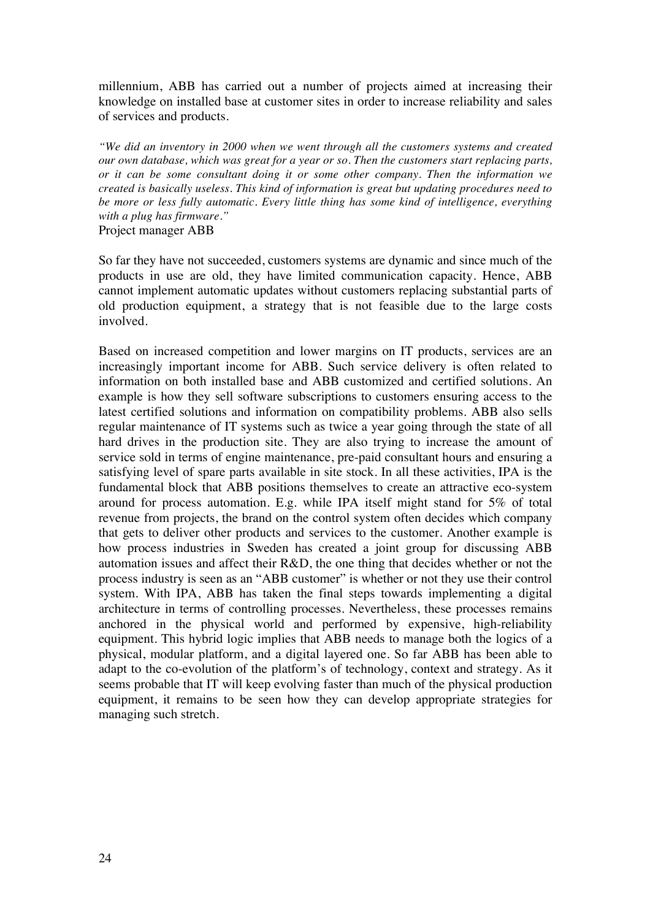millennium, ABB has carried out a number of projects aimed at increasing their knowledge on installed base at customer sites in order to increase reliability and sales of services and products.

*"We did an inventory in 2000 when we went through all the customers systems and created our own database, which was great for a year or so. Then the customers start replacing parts, or it can be some consultant doing it or some other company. Then the information we created is basically useless. This kind of information is great but updating procedures need to be more or less fully automatic. Every little thing has some kind of intelligence, everything with a plug has firmware."*

Project manager ABB

So far they have not succeeded, customers systems are dynamic and since much of the products in use are old, they have limited communication capacity. Hence, ABB cannot implement automatic updates without customers replacing substantial parts of old production equipment, a strategy that is not feasible due to the large costs involved.

Based on increased competition and lower margins on IT products, services are an increasingly important income for ABB. Such service delivery is often related to information on both installed base and ABB customized and certified solutions. An example is how they sell software subscriptions to customers ensuring access to the latest certified solutions and information on compatibility problems. ABB also sells regular maintenance of IT systems such as twice a year going through the state of all hard drives in the production site. They are also trying to increase the amount of service sold in terms of engine maintenance, pre-paid consultant hours and ensuring a satisfying level of spare parts available in site stock. In all these activities, IPA is the fundamental block that ABB positions themselves to create an attractive eco-system around for process automation. E.g. while IPA itself might stand for 5% of total revenue from projects, the brand on the control system often decides which company that gets to deliver other products and services to the customer. Another example is how process industries in Sweden has created a joint group for discussing ABB automation issues and affect their R&D, the one thing that decides whether or not the process industry is seen as an "ABB customer" is whether or not they use their control system. With IPA, ABB has taken the final steps towards implementing a digital architecture in terms of controlling processes. Nevertheless, these processes remains anchored in the physical world and performed by expensive, high-reliability equipment. This hybrid logic implies that ABB needs to manage both the logics of a physical, modular platform, and a digital layered one. So far ABB has been able to adapt to the co-evolution of the platform's of technology, context and strategy. As it seems probable that IT will keep evolving faster than much of the physical production equipment, it remains to be seen how they can develop appropriate strategies for managing such stretch.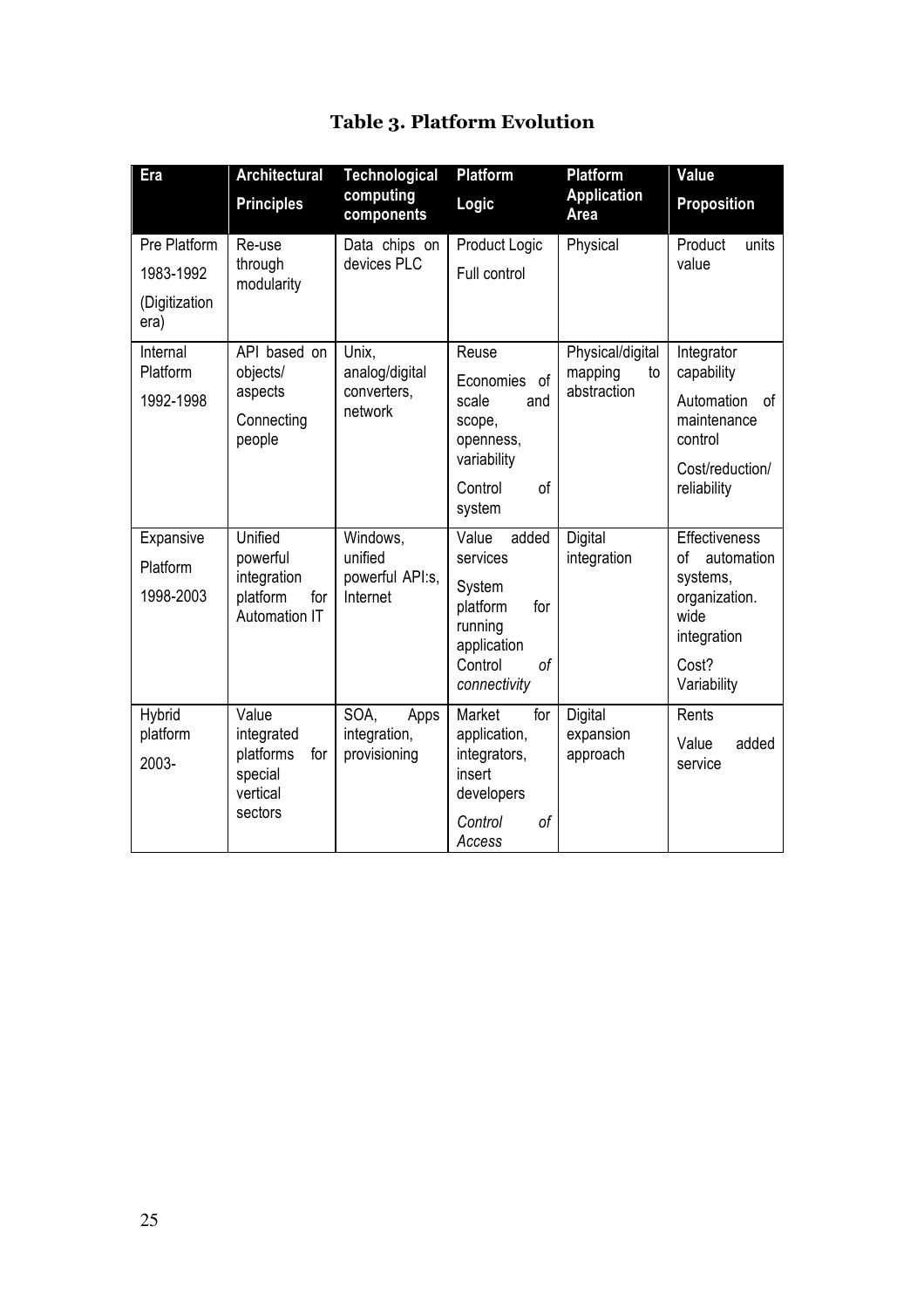**Table 3. Platform Evolution**

| Era | Architectural Principles | Technological computing components | Platform Logic | Platform Application Area | Value Proposition |
|---|---|---|---|---|---|
| Pre Platform 1983-1992 (Digitization era) | Re-use through modularity | Data chips on devices PLC | Product Logic<br>Full control | Physical | Product units value |
| Internal Platform 1992-1998 | API based on objects/ aspects<br>Connecting people | Unix, analog/digital converters, network | Reuse<br>Economies of scale and scope, openness, variability<br>Control of system | Physical/digital mapping to abstraction | Integrator capability<br>Automation of maintenance control<br>Cost/reduction/ reliability |
| Expansive Platform 1998-2003 | Unified powerful integration platform for Automation IT | Windows, unified powerful API:s, Internet | Value added services<br>System platform for running application Control *of connectivity* | Digital integration | Effectiveness of automation systems, organization. wide integration<br>Cost? Variability |
| Hybrid platform 2003- | Value integrated platforms for special vertical sectors | SOA, Apps integration, provisioning | Market for application, integrators, insert developers<br>*Control of Access* | Digital expansion approach | Rents<br>Value added service |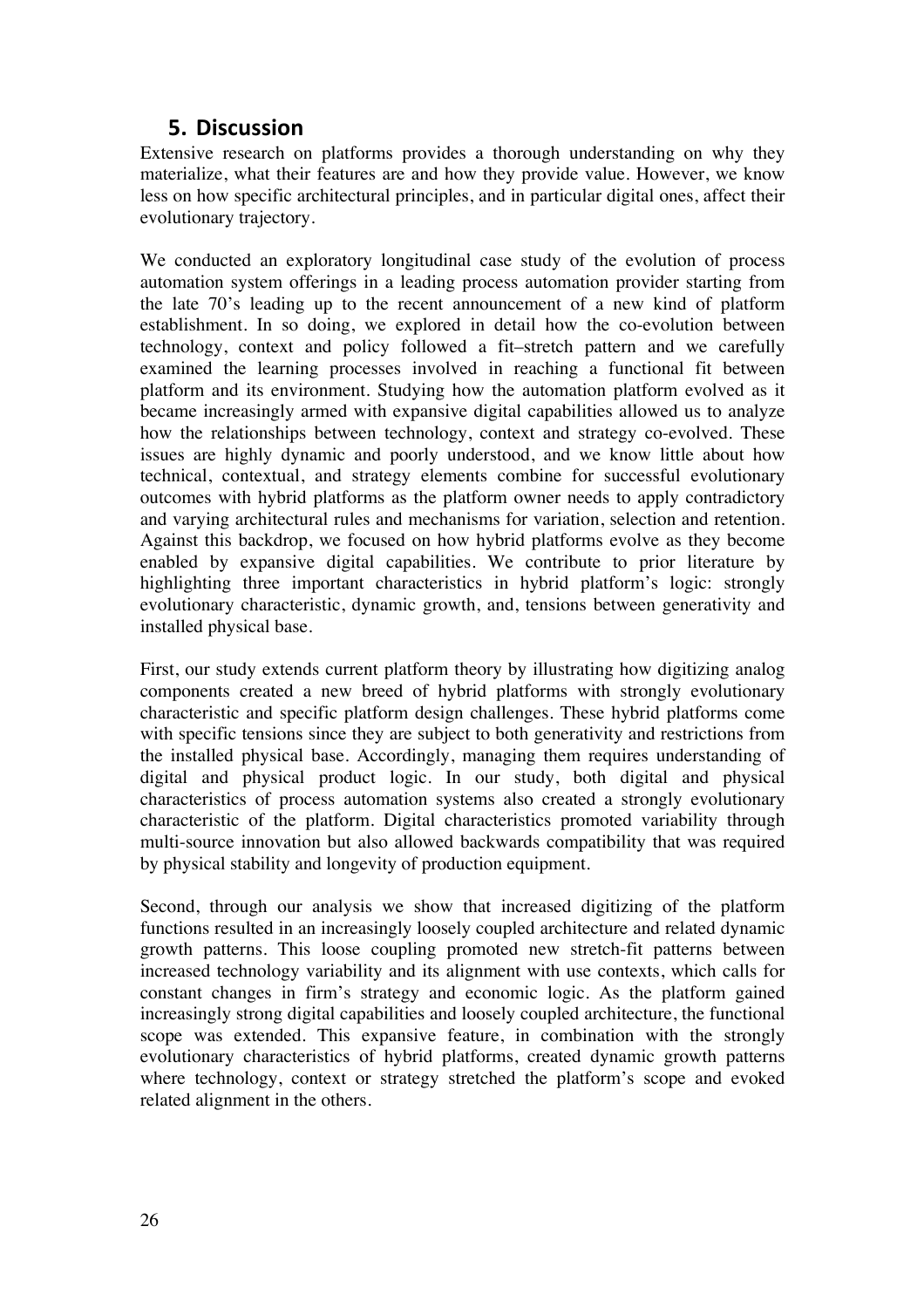## 5. Discussion

Extensive research on platforms provides a thorough understanding on why they materialize, what their features are and how they provide value. However, we know less on how specific architectural principles, and in particular digital ones, affect their evolutionary trajectory.

We conducted an exploratory longitudinal case study of the evolution of process automation system offerings in a leading process automation provider starting from the late 70's leading up to the recent announcement of a new kind of platform establishment. In so doing, we explored in detail how the co-evolution between technology, context and policy followed a fit–stretch pattern and we carefully examined the learning processes involved in reaching a functional fit between platform and its environment. Studying how the automation platform evolved as it became increasingly armed with expansive digital capabilities allowed us to analyze how the relationships between technology, context and strategy co-evolved. These issues are highly dynamic and poorly understood, and we know little about how technical, contextual, and strategy elements combine for successful evolutionary outcomes with hybrid platforms as the platform owner needs to apply contradictory and varying architectural rules and mechanisms for variation, selection and retention. Against this backdrop, we focused on how hybrid platforms evolve as they become enabled by expansive digital capabilities. We contribute to prior literature by highlighting three important characteristics in hybrid platform's logic: strongly evolutionary characteristic, dynamic growth, and, tensions between generativity and installed physical base.

First, our study extends current platform theory by illustrating how digitizing analog components created a new breed of hybrid platforms with strongly evolutionary characteristic and specific platform design challenges. These hybrid platforms come with specific tensions since they are subject to both generativity and restrictions from the installed physical base. Accordingly, managing them requires understanding of digital and physical product logic. In our study, both digital and physical characteristics of process automation systems also created a strongly evolutionary characteristic of the platform. Digital characteristics promoted variability through multi-source innovation but also allowed backwards compatibility that was required by physical stability and longevity of production equipment.

Second, through our analysis we show that increased digitizing of the platform functions resulted in an increasingly loosely coupled architecture and related dynamic growth patterns. This loose coupling promoted new stretch-fit patterns between increased technology variability and its alignment with use contexts, which calls for constant changes in firm's strategy and economic logic. As the platform gained increasingly strong digital capabilities and loosely coupled architecture, the functional scope was extended. This expansive feature, in combination with the strongly evolutionary characteristics of hybrid platforms, created dynamic growth patterns where technology, context or strategy stretched the platform's scope and evoked related alignment in the others.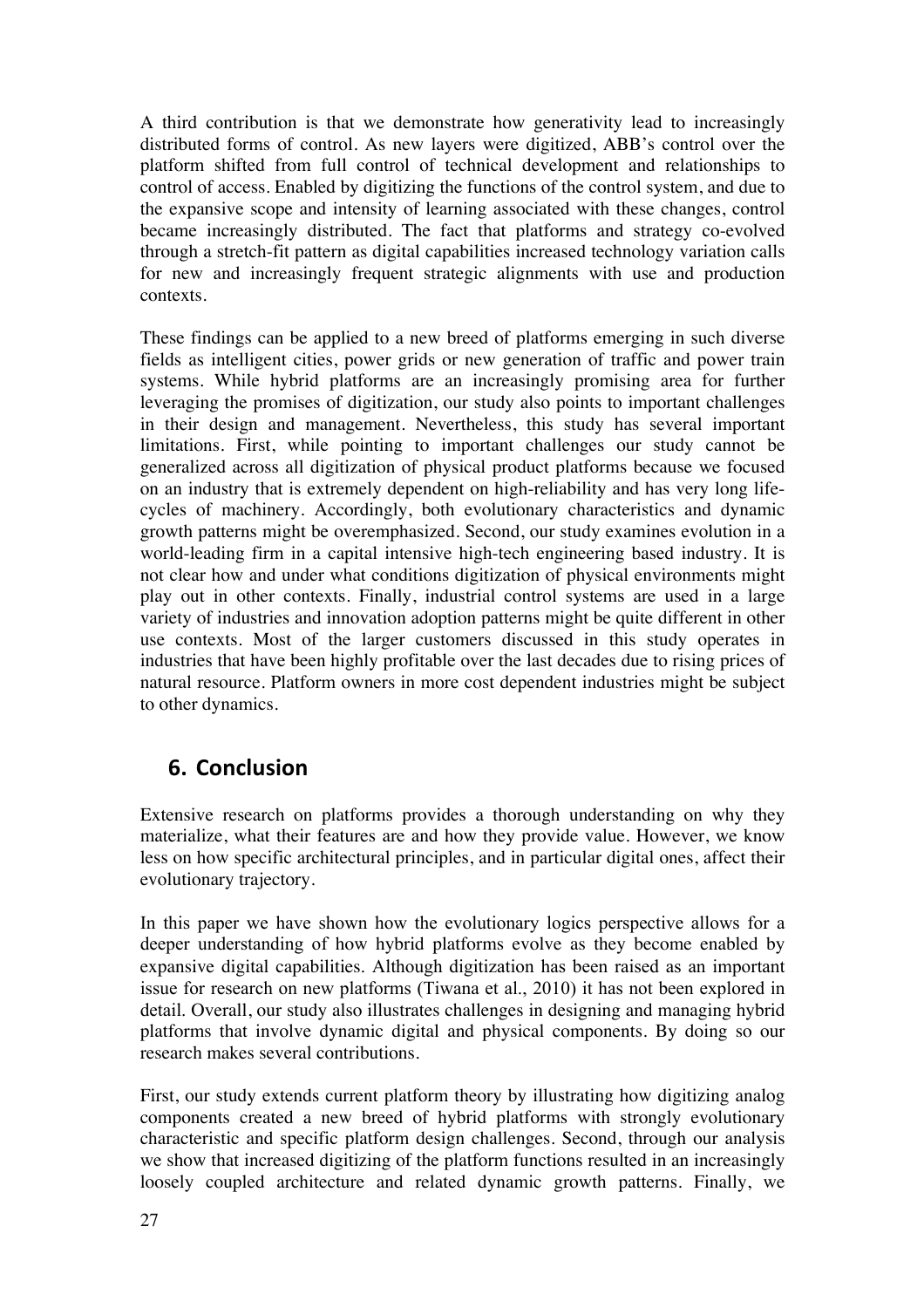A third contribution is that we demonstrate how generativity lead to increasingly distributed forms of control. As new layers were digitized, ABB's control over the platform shifted from full control of technical development and relationships to control of access. Enabled by digitizing the functions of the control system, and due to the expansive scope and intensity of learning associated with these changes, control became increasingly distributed. The fact that platforms and strategy co-evolved through a stretch-fit pattern as digital capabilities increased technology variation calls for new and increasingly frequent strategic alignments with use and production contexts.

These findings can be applied to a new breed of platforms emerging in such diverse fields as intelligent cities, power grids or new generation of traffic and power train systems. While hybrid platforms are an increasingly promising area for further leveraging the promises of digitization, our study also points to important challenges in their design and management. Nevertheless, this study has several important limitations. First, while pointing to important challenges our study cannot be generalized across all digitization of physical product platforms because we focused on an industry that is extremely dependent on high-reliability and has very long life-cycles of machinery. Accordingly, both evolutionary characteristics and dynamic growth patterns might be overemphasized. Second, our study examines evolution in a world-leading firm in a capital intensive high-tech engineering based industry. It is not clear how and under what conditions digitization of physical environments might play out in other contexts. Finally, industrial control systems are used in a large variety of industries and innovation adoption patterns might be quite different in other use contexts. Most of the larger customers discussed in this study operates in industries that have been highly profitable over the last decades due to rising prices of natural resource. Platform owners in more cost dependent industries might be subject to other dynamics.

## 6. Conclusion

Extensive research on platforms provides a thorough understanding on why they materialize, what their features are and how they provide value. However, we know less on how specific architectural principles, and in particular digital ones, affect their evolutionary trajectory.

In this paper we have shown how the evolutionary logics perspective allows for a deeper understanding of how hybrid platforms evolve as they become enabled by expansive digital capabilities. Although digitization has been raised as an important issue for research on new platforms (Tiwana et al., 2010) it has not been explored in detail. Overall, our study also illustrates challenges in designing and managing hybrid platforms that involve dynamic digital and physical components. By doing so our research makes several contributions.

First, our study extends current platform theory by illustrating how digitizing analog components created a new breed of hybrid platforms with strongly evolutionary characteristic and specific platform design challenges. Second, through our analysis we show that increased digitizing of the platform functions resulted in an increasingly loosely coupled architecture and related dynamic growth patterns. Finally, we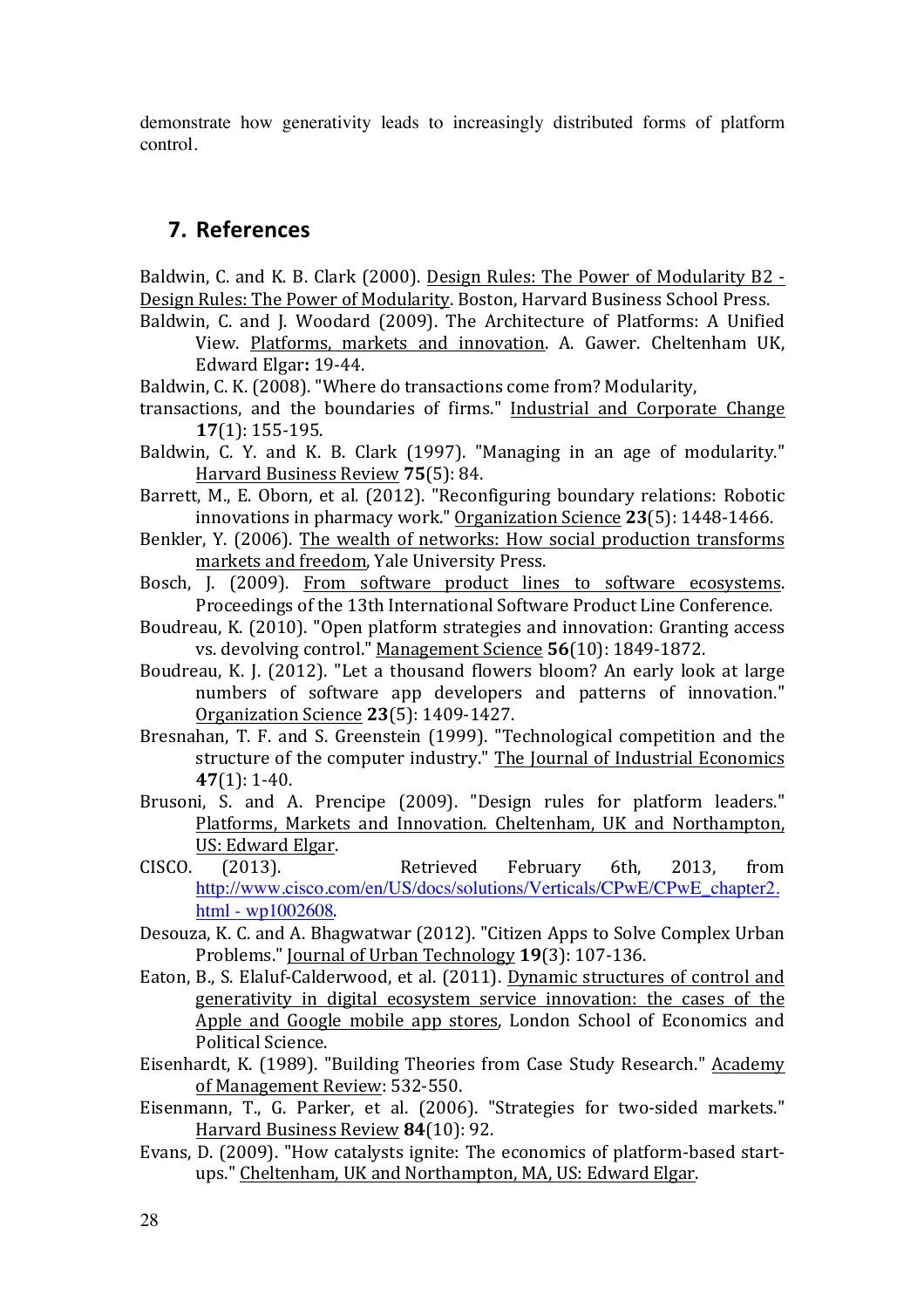demonstrate how generativity leads to increasingly distributed forms of platform control.

## 7. References

Baldwin, C. and K. B. Clark (2000). Design Rules: The Power of Modularity B2 - Design Rules: The Power of Modularity. Boston, Harvard Business School Press.

Baldwin, C. and J. Woodard (2009). The Architecture of Platforms: A Unified View. Platforms, markets and innovation. A. Gawer. Cheltenham UK, Edward Elgar**:** 19-44.

Baldwin, C. K. (2008). "Where do transactions come from? Modularity, transactions, and the boundaries of firms." Industrial and Corporate Change **17**(1): 155-195.

Baldwin, C. Y. and K. B. Clark (1997). "Managing in an age of modularity." Harvard Business Review **75**(5): 84.

Barrett, M., E. Oborn, et al. (2012). "Reconfiguring boundary relations: Robotic innovations in pharmacy work." Organization Science **23**(5): 1448-1466.

Benkler, Y. (2006). The wealth of networks: How social production transforms markets and freedom, Yale University Press.

Bosch, J. (2009). From software product lines to software ecosystems. Proceedings of the 13th International Software Product Line Conference.

Boudreau, K. (2010). "Open platform strategies and innovation: Granting access vs. devolving control." Management Science **56**(10): 1849-1872.

Boudreau, K. J. (2012). "Let a thousand flowers bloom? An early look at large numbers of software app developers and patterns of innovation." Organization Science **23**(5): 1409-1427.

Bresnahan, T. F. and S. Greenstein (1999). "Technological competition and the structure of the computer industry." The Journal of Industrial Economics **47**(1): 1-40.

Brusoni, S. and A. Prencipe (2009). "Design rules for platform leaders." Platforms, Markets and Innovation. Cheltenham, UK and Northampton, US: Edward Elgar.

CISCO. (2013). Retrieved February 6th, 2013, from http://www.cisco.com/en/US/docs/solutions/Verticals/CPwE/CPwE_chapter2.html - wp1002608.

Desouza, K. C. and A. Bhagwatwar (2012). "Citizen Apps to Solve Complex Urban Problems." Journal of Urban Technology **19**(3): 107-136.

Eaton, B., S. Elaluf-Calderwood, et al. (2011). Dynamic structures of control and generativity in digital ecosystem service innovation: the cases of the Apple and Google mobile app stores, London School of Economics and Political Science.

Eisenhardt, K. (1989). "Building Theories from Case Study Research." Academy of Management Review: 532-550.

Eisenmann, T., G. Parker, et al. (2006). "Strategies for two-sided markets." Harvard Business Review **84**(10): 92.

Evans, D. (2009). "How catalysts ignite: The economics of platform-based start-ups." Cheltenham, UK and Northampton, MA, US: Edward Elgar.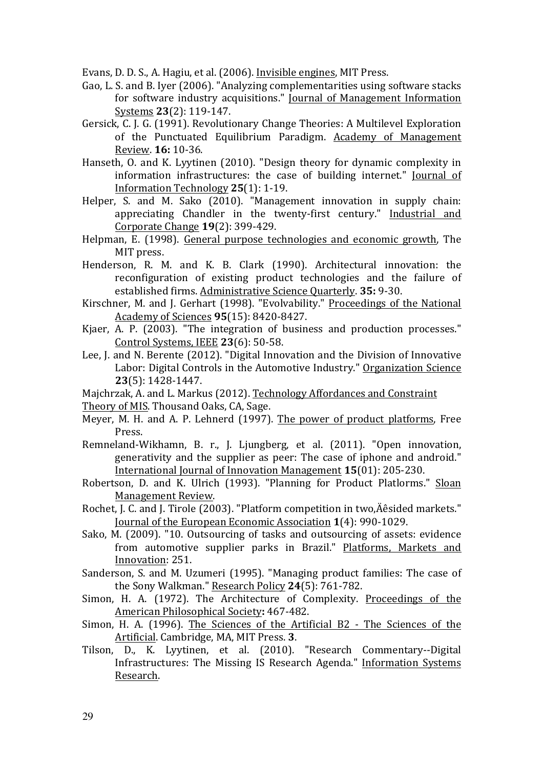Evans, D. D. S., A. Hagiu, et al. (2006). Invisible engines, MIT Press.

Gao, L. S. and B. Iyer (2006). "Analyzing complementarities using software stacks for software industry acquisitions." Journal of Management Information Systems **23**(2): 119-147.

Gersick, C. J. G. (1991). Revolutionary Change Theories: A Multilevel Exploration of the Punctuated Equilibrium Paradigm. Academy of Management Review. **16:** 10-36.

Hanseth, O. and K. Lyytinen (2010). "Design theory for dynamic complexity in information infrastructures: the case of building internet." Journal of Information Technology **25**(1): 1-19.

Helper, S. and M. Sako (2010). "Management innovation in supply chain: appreciating Chandler in the twenty-first century." Industrial and Corporate Change **19**(2): 399-429.

Helpman, E. (1998). General purpose technologies and economic growth, The MIT press.

Henderson, R. M. and K. B. Clark (1990). Architectural innovation: the reconfiguration of existing product technologies and the failure of established firms. Administrative Science Quarterly. **35:** 9-30.

Kirschner, M. and J. Gerhart (1998). "Evolvability." Proceedings of the National Academy of Sciences **95**(15): 8420-8427.

Kjaer, A. P. (2003). "The integration of business and production processes." Control Systems, IEEE **23**(6): 50-58.

Lee, J. and N. Berente (2012). "Digital Innovation and the Division of Innovative Labor: Digital Controls in the Automotive Industry." Organization Science **23**(5): 1428-1447.

Majchrzak, A. and L. Markus (2012). Technology Affordances and Constraint Theory of MIS. Thousand Oaks, CA, Sage.

Meyer, M. H. and A. P. Lehnerd (1997). The power of product platforms, Free Press.

Remneland-Wikhamn, B. r., J. Ljungberg, et al. (2011). "Open innovation, generativity and the supplier as peer: The case of iphone and android." International Journal of Innovation Management **15**(01): 205-230.

Robertson, D. and K. Ulrich (1993). "Planning for Product Platlorms." Sloan Management Review.

Rochet, J. C. and J. Tirole (2003). "Platform competition in two,Äêsided markets." Journal of the European Economic Association **1**(4): 990-1029.

Sako, M. (2009). "10. Outsourcing of tasks and outsourcing of assets: evidence from automotive supplier parks in Brazil." Platforms, Markets and Innovation: 251.

Sanderson, S. and M. Uzumeri (1995). "Managing product families: The case of the Sony Walkman." Research Policy **24**(5): 761-782.

Simon, H. A. (1972). The Architecture of Complexity. Proceedings of the American Philosophical Society**:** 467-482.

Simon, H. A. (1996). The Sciences of the Artificial B2 - The Sciences of the Artificial. Cambridge, MA, MIT Press. **3**.

Tilson, D., K. Lyytinen, et al. (2010). "Research Commentary--Digital Infrastructures: The Missing IS Research Agenda." Information Systems Research.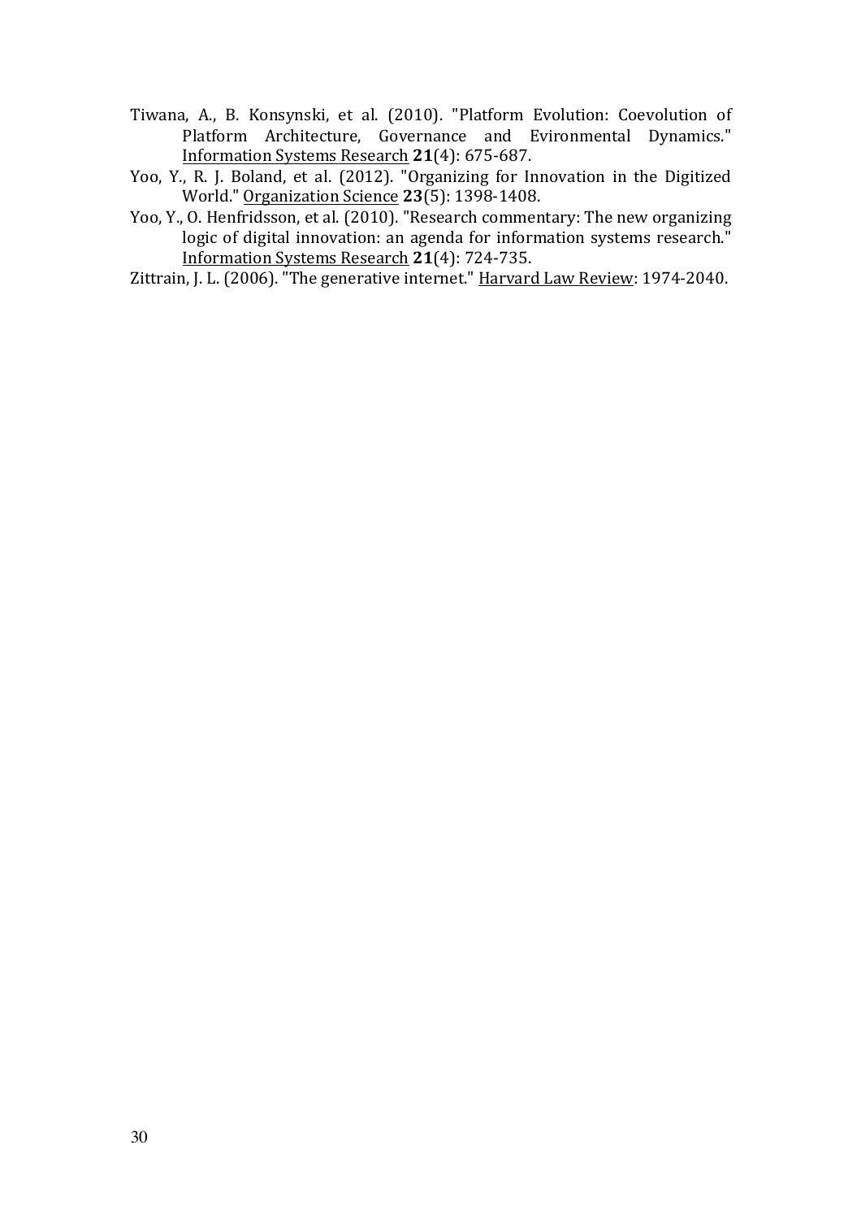Tiwana, A., B. Konsynski, et al. (2010). "Platform Evolution: Coevolution of Platform Architecture, Governance and Evironmental Dynamics." Information Systems Research **21**(4): 675-687.

Yoo, Y., R. J. Boland, et al. (2012). "Organizing for Innovation in the Digitized World." Organization Science **23**(5): 1398-1408.

Yoo, Y., O. Henfridsson, et al. (2010). "Research commentary: The new organizing logic of digital innovation: an agenda for information systems research." Information Systems Research **21**(4): 724-735.

Zittrain, J. L. (2006). "The generative internet." Harvard Law Review: 1974-2040.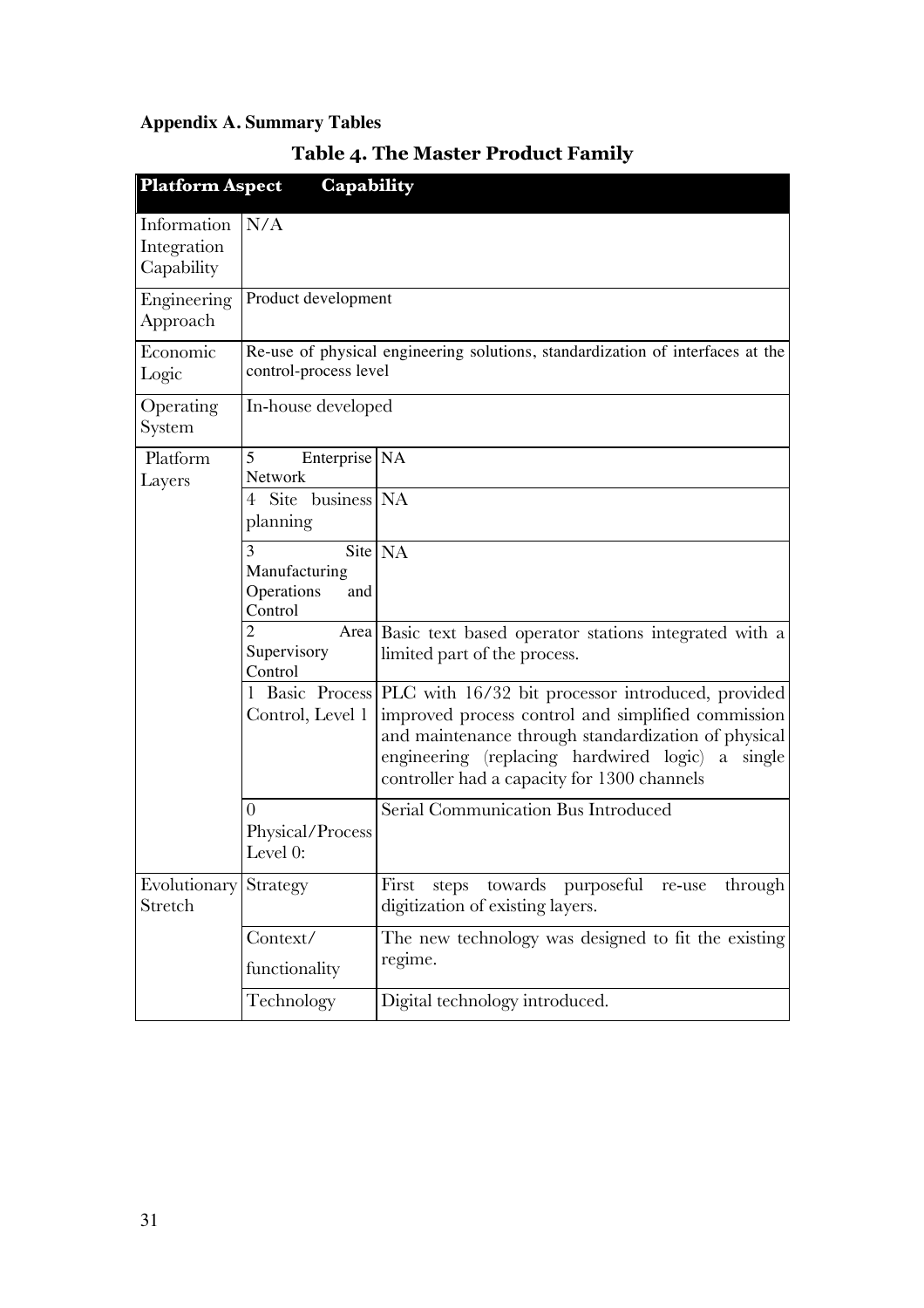**Appendix A. Summary Tables**

**Table 4. The Master Product Family**

| Platform Aspect | Capability | |
|---|---|---|
| Information Integration Capability | N/A | |
| Engineering Approach | Product development | |
| Economic Logic | Re-use of physical engineering solutions, standardization of interfaces at the control-process level | |
| Operating System | In-house developed | |
| Platform Layers | 5 Enterprise Network | NA |
| | 4 Site business planning | NA |
| | 3 Site Manufacturing Operations and Control | NA |
| | 2 Area Supervisory Control | Basic text based operator stations integrated with a limited part of the process. |
| | 1 Basic Process Control, Level 1 | PLC with 16/32 bit processor introduced, provided improved process control and simplified commission and maintenance through standardization of physical engineering (replacing hardwired logic) a single controller had a capacity for 1300 channels |
| | 0 Physical/Process Level 0: | Serial Communication Bus Introduced |
| Evolutionary Stretch | Strategy | First steps towards purposeful re-use through digitization of existing layers. |
| | Context/ functionality | The new technology was designed to fit the existing regime. |
| | Technology | Digital technology introduced. |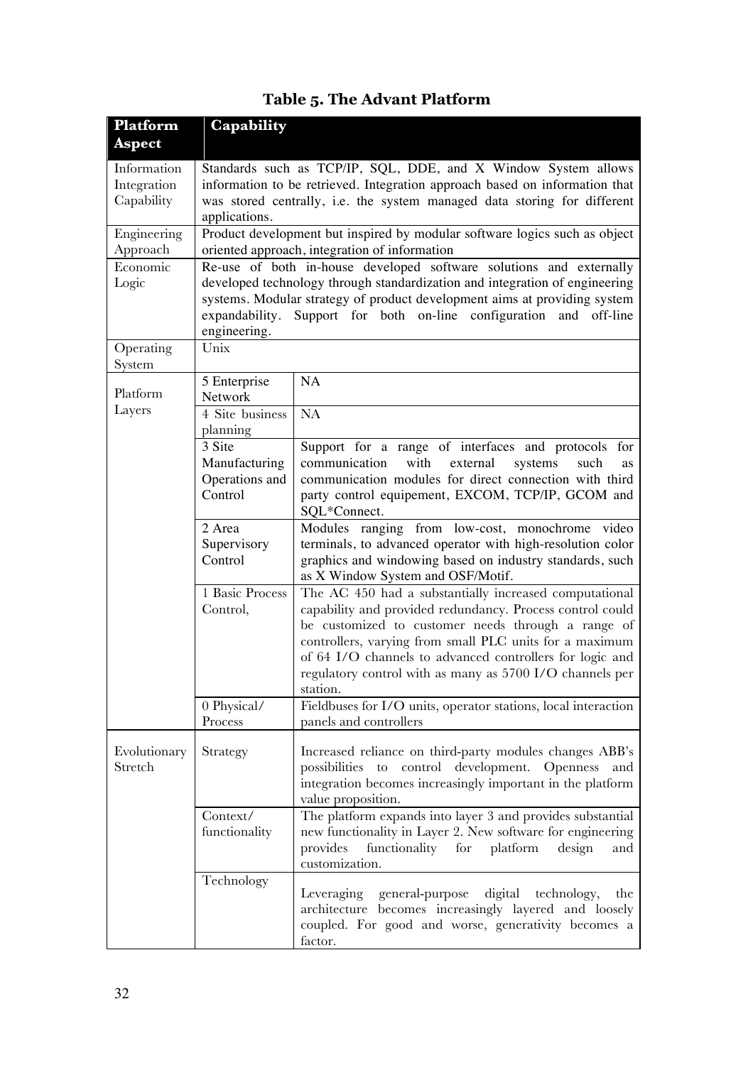**Table 5. The Advant Platform**

| Platform Aspect | Capability | |
|---|---|---|
| Information Integration Capability | Standards such as TCP/IP, SQL, DDE, and X Window System allows information to be retrieved. Integration approach based on information that was stored centrally, i.e. the system managed data storing for different applications. | |
| Engineering Approach | Product development but inspired by modular software logics such as object oriented approach, integration of information | |
| Economic Logic | Re-use of both in-house developed software solutions and externally developed technology through standardization and integration of engineering systems. Modular strategy of product development aims at providing system expandability. Support for both on-line configuration and off-line engineering. | |
| Operating System | Unix | |
| Platform Layers | 5 Enterprise Network | NA |
| | 4 Site business planning | NA |
| | 3 Site Manufacturing Operations and Control | Support for a range of interfaces and protocols for communication with external systems such as communication modules for direct connection with third party control equipement, EXCOM, TCP/IP, GCOM and SQL*Connect. |
| | 2 Area Supervisory Control | Modules ranging from low-cost, monochrome video terminals, to advanced operator with high-resolution color graphics and windowing based on industry standards, such as X Window System and OSF/Motif. |
| | 1 Basic Process Control, | The AC 450 had a substantially increased computational capability and provided redundancy. Process control could be customized to customer needs through a range of controllers, varying from small PLC units for a maximum of 64 I/O channels to advanced controllers for logic and regulatory control with as many as 5700 I/O channels per station. |
| | 0 Physical/ Process | Fieldbuses for I/O units, operator stations, local interaction panels and controllers |
| Evolutionary Stretch | Strategy | Increased reliance on third-party modules changes ABB's possibilities to control development. Openness and integration becomes increasingly important in the platform value proposition. |
| | Context/ functionality | The platform expands into layer 3 and provides substantial new functionality in Layer 2. New software for engineering provides functionality for platform design and customization. |
| | Technology | Leveraging general-purpose digital technology, the architecture becomes increasingly layered and loosely coupled. For good and worse, generativity becomes a factor. |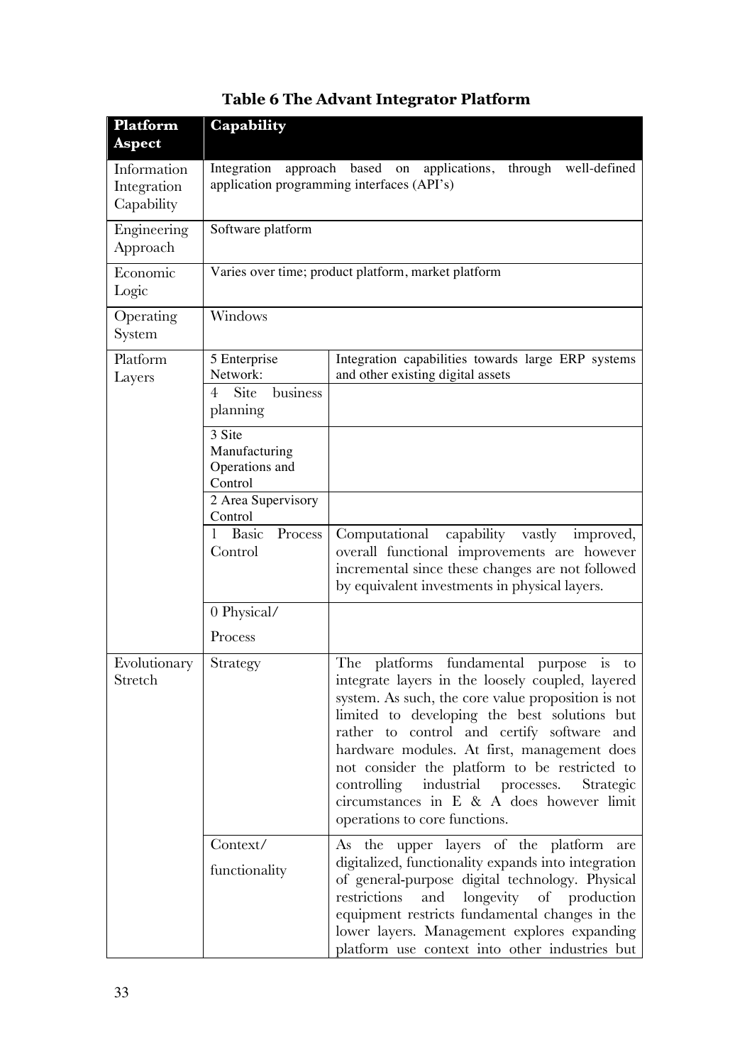**Table 6 The Advant Integrator Platform**

| Platform Aspect | Capability | |
|---|---|---|
| Information Integration Capability | Integration approach based on applications, through well-defined application programming interfaces (API's) | |
| Engineering Approach | Software platform | |
| Economic Logic | Varies over time; product platform, market platform | |
| Operating System | Windows | |
| Platform Layers | 5 Enterprise Network: | Integration capabilities towards large ERP systems and other existing digital assets |
| | 4 Site business planning | |
| | 3 Site Manufacturing Operations and Control | |
| | 2 Area Supervisory Control | |
| | 1 Basic Process Control | Computational capability vastly improved, overall functional improvements are however incremental since these changes are not followed by equivalent investments in physical layers. |
| | 0 Physical/ Process | |
| Evolutionary Stretch | Strategy | The platforms fundamental purpose is to integrate layers in the loosely coupled, layered system. As such, the core value proposition is not limited to developing the best solutions but rather to control and certify software and hardware modules. At first, management does not consider the platform to be restricted to controlling industrial processes. Strategic circumstances in E & A does however limit operations to core functions. |
| | Context/ functionality | As the upper layers of the platform are digitalized, functionality expands into integration of general-purpose digital technology. Physical restrictions and longevity of production equipment restricts fundamental changes in the lower layers. Management explores expanding platform use context into other industries but |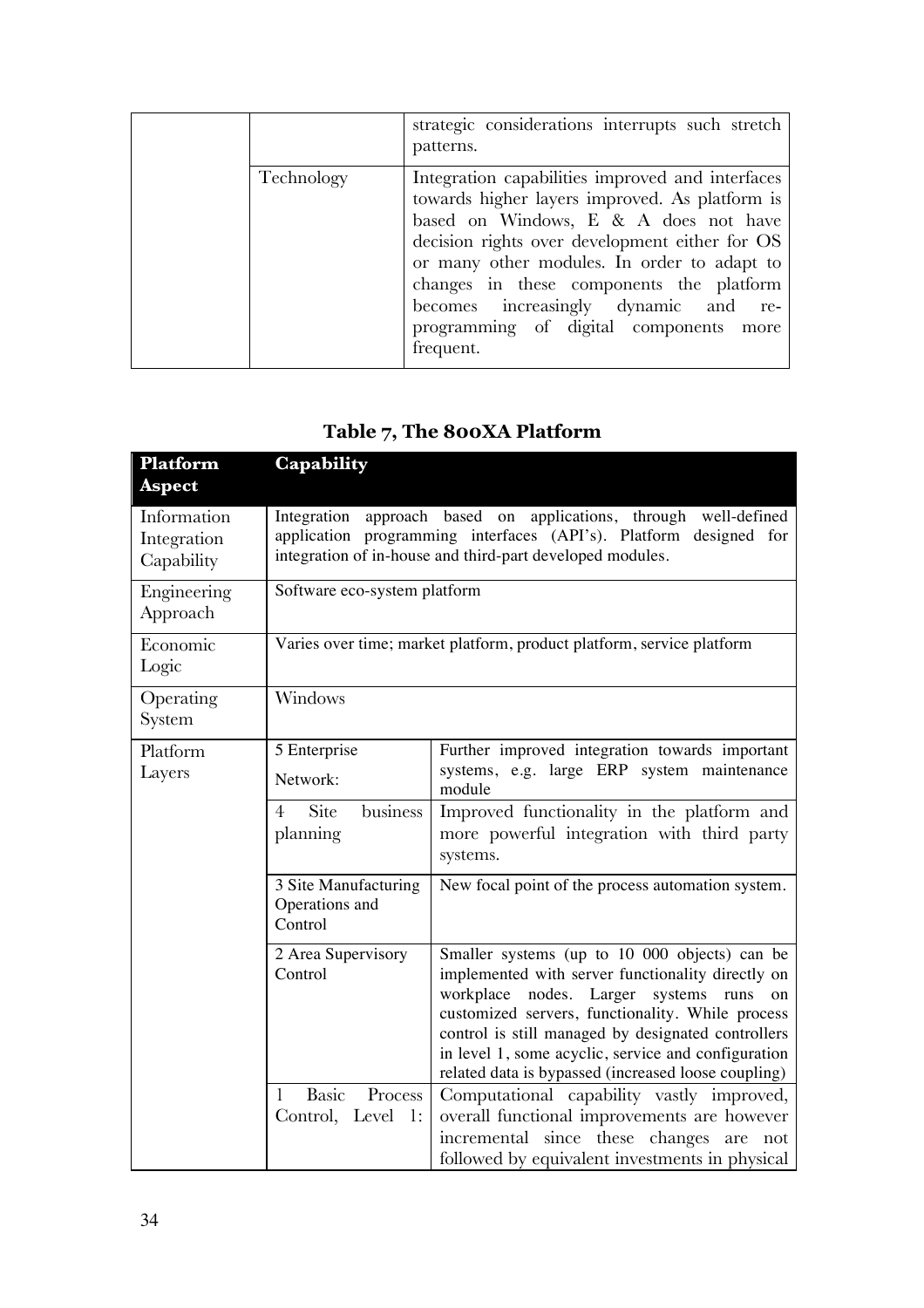| | | |
|---|---|---|
| | | strategic considerations interrupts such stretch patterns. |
| | Technology | Integration capabilities improved and interfaces towards higher layers improved. As platform is based on Windows, E & A does not have decision rights over development either for OS or many other modules. In order to adapt to changes in these components the platform becomes increasingly dynamic and re-programming of digital components more frequent. |

## Table 7, The 800XA Platform

| Platform Aspect | Capability | |
|---|---|---|
| Information Integration Capability | Integration approach based on applications, through well-defined application programming interfaces (API's). Platform designed for integration of in-house and third-part developed modules. | |
| Engineering Approach | Software eco-system platform | |
| Economic Logic | Varies over time; market platform, product platform, service platform | |
| Operating System | Windows | |
| Platform Layers | 5 Enterprise Network: | Further improved integration towards important systems, e.g. large ERP system maintenance module |
| | 4 Site business planning | Improved functionality in the platform and more powerful integration with third party systems. |
| | 3 Site Manufacturing Operations and Control | New focal point of the process automation system. |
| | 2 Area Supervisory Control | Smaller systems (up to 10 000 objects) can be implemented with server functionality directly on workplace nodes. Larger systems runs on customized servers, functionality. While process control is still managed by designated controllers in level 1, some acyclic, service and configuration related data is bypassed (increased loose coupling) |
| | 1 Basic Process Control, Level 1: | Computational capability vastly improved, overall functional improvements are however incremental since these changes are not followed by equivalent investments in physical |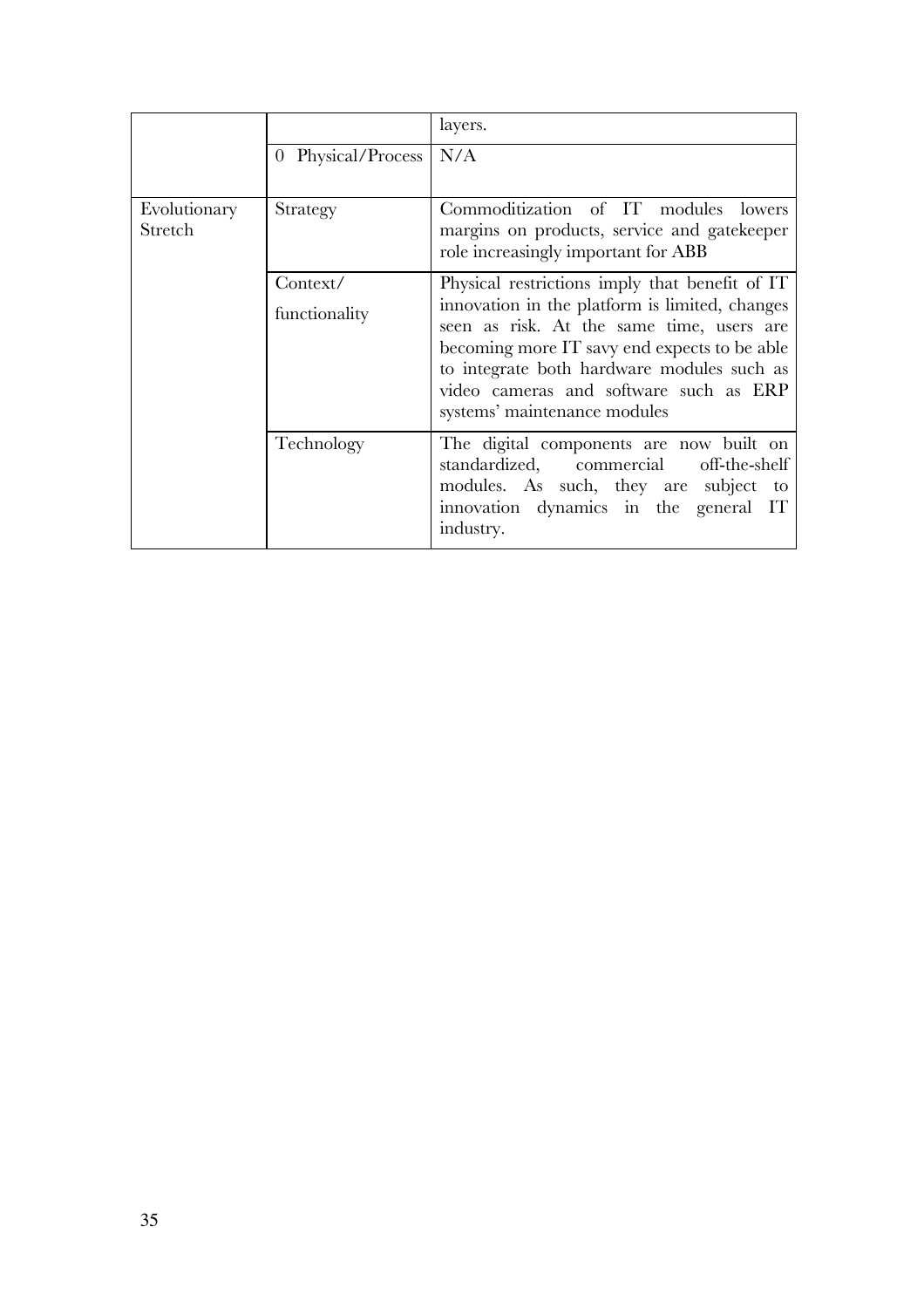| | | |
|---|---|---|
| | | layers. |
| | 0 Physical/Process | N/A |
| Evolutionary Stretch | Strategy | Commoditization of IT modules lowers margins on products, service and gatekeeper role increasingly important for ABB |
| | Context/ functionality | Physical restrictions imply that benefit of IT innovation in the platform is limited, changes seen as risk. At the same time, users are becoming more IT savy end expects to be able to integrate both hardware modules such as video cameras and software such as ERP systems' maintenance modules |
| | Technology | The digital components are now built on standardized, commercial off-the-shelf modules. As such, they are subject to innovation dynamics in the general IT industry. |